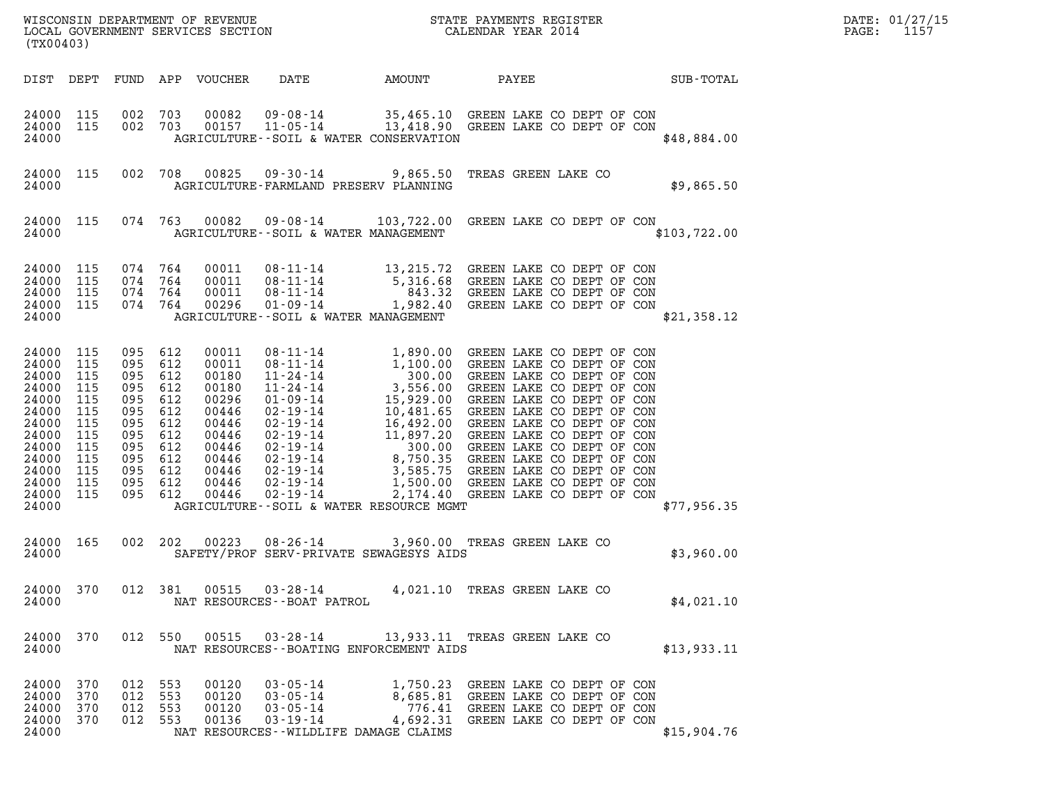WISCONSIN DEPARTMENT OF REVENUE
LOCAL GOVERNMENT SERVICES SECTION
(TX00403)

STATE PAYMENTS REGISTER
CALENDAR YEAR 2014

| DIST | DEPT | FUND | APP | VOUCHER | DATE | AMOUNT | PAYEE | SUB-TOTAL |
|---|---|---|---|---|---|---|---|---|
| 24000 | 115 | 002 | 703 | 00082 | 09-08-14 | 35,465.10 | GREEN LAKE CO DEPT OF CON | |
| 24000 | 115 | 002 | 703 | 00157 | 11-05-14 | 13,418.90 | GREEN LAKE CO DEPT OF CON | |
| 24000 | | | | | AGRICULTURE--SOIL & WATER CONSERVATION | | | $48,884.00 |
| 24000 | 115 | 002 | 708 | 00825 | 09-30-14 | 9,865.50 | TREAS GREEN LAKE CO | |
| 24000 | | | | | AGRICULTURE-FARMLAND PRESERV PLANNING | | | $9,865.50 |
| 24000 | 115 | 074 | 763 | 00082 | 09-08-14 | 103,722.00 | GREEN LAKE CO DEPT OF CON | |
| 24000 | | | | | AGRICULTURE--SOIL & WATER MANAGEMENT | | | $103,722.00 |
| 24000 | 115 | 074 | 764 | 00011 | 08-11-14 | 13,215.72 | GREEN LAKE CO DEPT OF CON | |
| 24000 | 115 | 074 | 764 | 00011 | 08-11-14 | 5,316.68 | GREEN LAKE CO DEPT OF CON | |
| 24000 | 115 | 074 | 764 | 00011 | 08-11-14 | 843.32 | GREEN LAKE CO DEPT OF CON | |
| 24000 | 115 | 074 | 764 | 00296 | 01-09-14 | 1,982.40 | GREEN LAKE CO DEPT OF CON | |
| 24000 | | | | | AGRICULTURE--SOIL & WATER MANAGEMENT | | | $21,358.12 |
| 24000 | 115 | 095 | 612 | 00011 | 08-11-14 | 1,890.00 | GREEN LAKE CO DEPT OF CON | |
| 24000 | 115 | 095 | 612 | 00011 | 08-11-14 | 1,100.00 | GREEN LAKE CO DEPT OF CON | |
| 24000 | 115 | 095 | 612 | 00180 | 11-24-14 | 300.00 | GREEN LAKE CO DEPT OF CON | |
| 24000 | 115 | 095 | 612 | 00180 | 11-24-14 | 3,556.00 | GREEN LAKE CO DEPT OF CON | |
| 24000 | 115 | 095 | 612 | 00296 | 01-09-14 | 15,929.00 | GREEN LAKE CO DEPT OF CON | |
| 24000 | 115 | 095 | 612 | 00446 | 02-19-14 | 10,481.65 | GREEN LAKE CO DEPT OF CON | |
| 24000 | 115 | 095 | 612 | 00446 | 02-19-14 | 16,492.00 | GREEN LAKE CO DEPT OF CON | |
| 24000 | 115 | 095 | 612 | 00446 | 02-19-14 | 11,897.20 | GREEN LAKE CO DEPT OF CON | |
| 24000 | 115 | 095 | 612 | 00446 | 02-19-14 | 300.00 | GREEN LAKE CO DEPT OF CON | |
| 24000 | 115 | 095 | 612 | 00446 | 02-19-14 | 8,750.35 | GREEN LAKE CO DEPT OF CON | |
| 24000 | 115 | 095 | 612 | 00446 | 02-19-14 | 3,585.75 | GREEN LAKE CO DEPT OF CON | |
| 24000 | 115 | 095 | 612 | 00446 | 02-19-14 | 1,500.00 | GREEN LAKE CO DEPT OF CON | |
| 24000 | 115 | 095 | 612 | 00446 | 02-19-14 | 2,174.40 | GREEN LAKE CO DEPT OF CON | |
| 24000 | | | | | AGRICULTURE--SOIL & WATER RESOURCE MGMT | | | $77,956.35 |
| 24000 | 165 | 002 | 202 | 00223 | 08-26-14 | 3,960.00 | TREAS GREEN LAKE CO | |
| 24000 | | | | | SAFETY/PROF SERV-PRIVATE SEWAGESYS AIDS | | | $3,960.00 |
| 24000 | 370 | 012 | 381 | 00515 | 03-28-14 | 4,021.10 | TREAS GREEN LAKE CO | |
| 24000 | | | | | NAT RESOURCES--BOAT PATROL | | | $4,021.10 |
| 24000 | 370 | 012 | 550 | 00515 | 03-28-14 | 13,933.11 | TREAS GREEN LAKE CO | |
| 24000 | | | | | NAT RESOURCES--BOATING ENFORCEMENT AIDS | | | $13,933.11 |
| 24000 | 370 | 012 | 553 | 00120 | 03-05-14 | 1,750.23 | GREEN LAKE CO DEPT OF CON | |
| 24000 | 370 | 012 | 553 | 00120 | 03-05-14 | 8,685.81 | GREEN LAKE CO DEPT OF CON | |
| 24000 | 370 | 012 | 553 | 00120 | 03-05-14 | 776.41 | GREEN LAKE CO DEPT OF CON | |
| 24000 | 370 | 012 | 553 | 00136 | 03-19-14 | 4,692.31 | GREEN LAKE CO DEPT OF CON | |
| 24000 | | | | | NAT RESOURCES--WILDLIFE DAMAGE CLAIMS | | | $15,904.76 |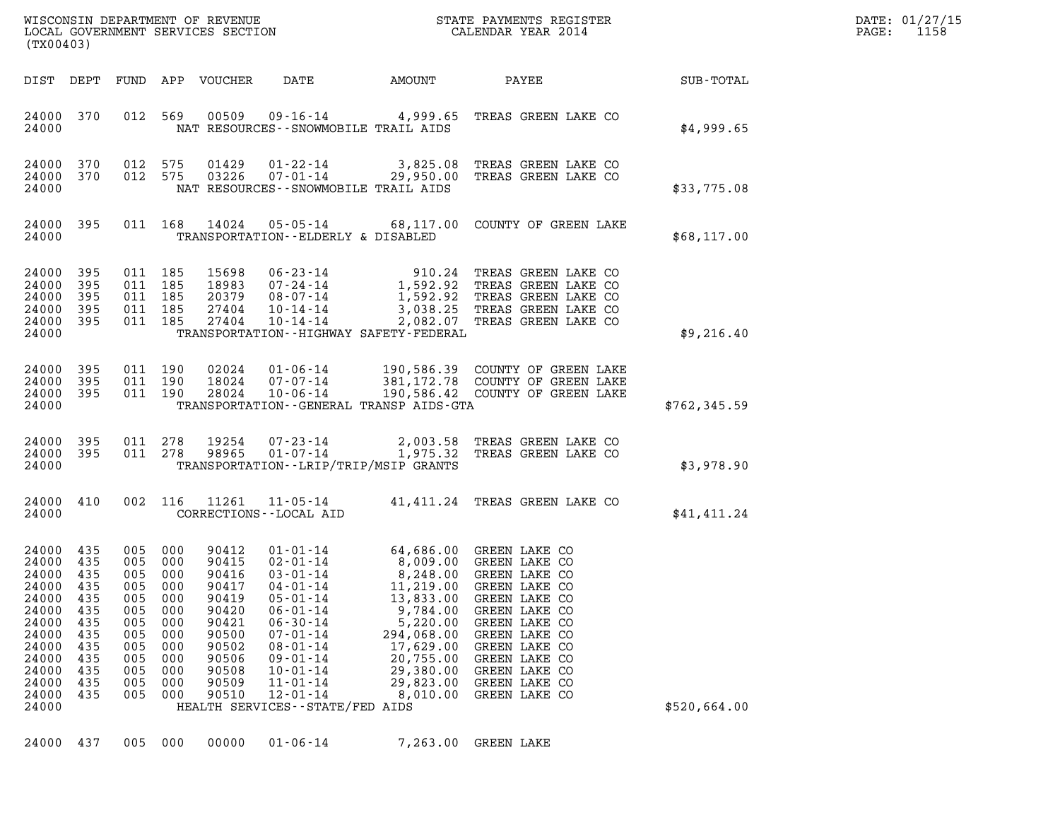| DIST | DEPT | FUND | APP | VOUCHER | DATE | AMOUNT | PAYEE | SUB-TOTAL |
|---|---|---|---|---|---|---|---|---|
| 24000 | 370 | 012 | 569 | 00509 | 09-16-14 | 4,999.65 | TREAS GREEN LAKE CO | |
| 24000 | | | | | NAT RESOURCES--SNOWMOBILE TRAIL AIDS | | | $4,999.65 |
| 24000 | 370 | 012 | 575 | 01429 | 01-22-14 | 3,825.08 | TREAS GREEN LAKE CO | |
| 24000 | 370 | 012 | 575 | 03226 | 07-01-14 | 29,950.00 | TREAS GREEN LAKE CO | |
| 24000 | | | | | NAT RESOURCES--SNOWMOBILE TRAIL AIDS | | | $33,775.08 |
| 24000 | 395 | 011 | 168 | 14024 | 05-05-14 | 68,117.00 | COUNTY OF GREEN LAKE | |
| 24000 | | | | | TRANSPORTATION--ELDERLY & DISABLED | | | $68,117.00 |
| 24000 | 395 | 011 | 185 | 15698 | 06-23-14 | 910.24 | TREAS GREEN LAKE CO | |
| 24000 | 395 | 011 | 185 | 18983 | 07-24-14 | 1,592.92 | TREAS GREEN LAKE CO | |
| 24000 | 395 | 011 | 185 | 20379 | 08-07-14 | 1,592.92 | TREAS GREEN LAKE CO | |
| 24000 | 395 | 011 | 185 | 27404 | 10-14-14 | 3,038.25 | TREAS GREEN LAKE CO | |
| 24000 | 395 | 011 | 185 | 27404 | 10-14-14 | 2,082.07 | TREAS GREEN LAKE CO | |
| 24000 | | | | | TRANSPORTATION--HIGHWAY SAFETY-FEDERAL | | | $9,216.40 |
| 24000 | 395 | 011 | 190 | 02024 | 01-06-14 | 190,586.39 | COUNTY OF GREEN LAKE | |
| 24000 | 395 | 011 | 190 | 18024 | 07-07-14 | 381,172.78 | COUNTY OF GREEN LAKE | |
| 24000 | 395 | 011 | 190 | 28024 | 10-06-14 | 190,586.42 | COUNTY OF GREEN LAKE | |
| 24000 | | | | | TRANSPORTATION--GENERAL TRANSP AIDS-GTA | | | $762,345.59 |
| 24000 | 395 | 011 | 278 | 19254 | 07-23-14 | 2,003.58 | TREAS GREEN LAKE CO | |
| 24000 | 395 | 011 | 278 | 98965 | 01-07-14 | 1,975.32 | TREAS GREEN LAKE CO | |
| 24000 | | | | | TRANSPORTATION--LRIP/TRIP/MSIP GRANTS | | | $3,978.90 |
| 24000 | 410 | 002 | 116 | 11261 | 11-05-14 | 41,411.24 | TREAS GREEN LAKE CO | |
| 24000 | | | | | CORRECTIONS--LOCAL AID | | | $41,411.24 |
| 24000 | 435 | 005 | 000 | 90412 | 01-01-14 | 64,686.00 | GREEN LAKE CO | |
| 24000 | 435 | 005 | 000 | 90415 | 02-01-14 | 8,009.00 | GREEN LAKE CO | |
| 24000 | 435 | 005 | 000 | 90416 | 03-01-14 | 8,248.00 | GREEN LAKE CO | |
| 24000 | 435 | 005 | 000 | 90417 | 04-01-14 | 11,219.00 | GREEN LAKE CO | |
| 24000 | 435 | 005 | 000 | 90419 | 05-01-14 | 13,833.00 | GREEN LAKE CO | |
| 24000 | 435 | 005 | 000 | 90420 | 06-01-14 | 9,784.00 | GREEN LAKE CO | |
| 24000 | 435 | 005 | 000 | 90421 | 06-30-14 | 5,220.00 | GREEN LAKE CO | |
| 24000 | 435 | 005 | 000 | 90500 | 07-01-14 | 294,068.00 | GREEN LAKE CO | |
| 24000 | 435 | 005 | 000 | 90502 | 08-01-14 | 17,629.00 | GREEN LAKE CO | |
| 24000 | 435 | 005 | 000 | 90506 | 09-01-14 | 20,755.00 | GREEN LAKE CO | |
| 24000 | 435 | 005 | 000 | 90508 | 10-01-14 | 29,380.00 | GREEN LAKE CO | |
| 24000 | 435 | 005 | 000 | 90509 | 11-01-14 | 29,823.00 | GREEN LAKE CO | |
| 24000 | 435 | 005 | 000 | 90510 | 12-01-14 | 8,010.00 | GREEN LAKE CO | |
| 24000 | | | | | HEALTH SERVICES--STATE/FED AIDS | | | $520,664.00 |
| 24000 | 437 | 005 | 000 | 00000 | 01-06-14 | 7,263.00 | GREEN LAKE | |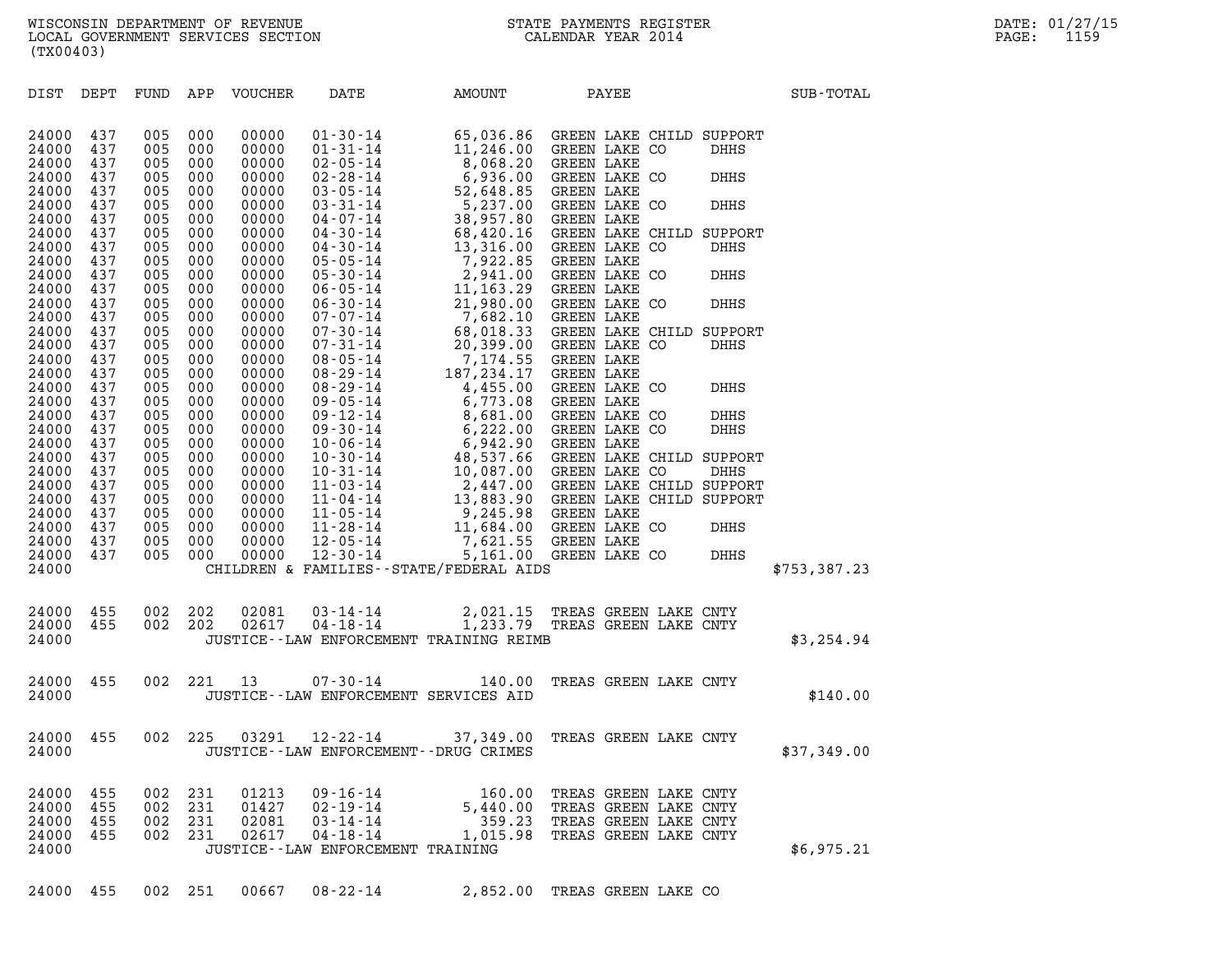WISCONSIN DEPARTMENT OF REVENUE
LOCAL GOVERNMENT SERVICES SECTION
(TX00403)

STATE PAYMENTS REGISTER
CALENDAR YEAR 2014

DATE: 01/27/15
PAGE: 1159

| DIST | DEPT | FUND | APP | VOUCHER | DATE | AMOUNT | PAYEE | SUB-TOTAL |
|---|---|---|---|---|---|---|---|---|
| 24000 | 437 | 005 | 000 | 00000 | 01-30-14 | 65,036.86 | GREEN LAKE CHILD SUPPORT | |
| 24000 | 437 | 005 | 000 | 00000 | 01-31-14 | 11,246.00 | GREEN LAKE CO DHHS | |
| 24000 | 437 | 005 | 000 | 00000 | 02-05-14 | 8,068.20 | GREEN LAKE | |
| 24000 | 437 | 005 | 000 | 00000 | 02-28-14 | 6,936.00 | GREEN LAKE CO DHHS | |
| 24000 | 437 | 005 | 000 | 00000 | 03-05-14 | 52,648.85 | GREEN LAKE | |
| 24000 | 437 | 005 | 000 | 00000 | 03-31-14 | 5,237.00 | GREEN LAKE CO DHHS | |
| 24000 | 437 | 005 | 000 | 00000 | 04-07-14 | 38,957.80 | GREEN LAKE | |
| 24000 | 437 | 005 | 000 | 00000 | 04-30-14 | 68,420.16 | GREEN LAKE CHILD SUPPORT | |
| 24000 | 437 | 005 | 000 | 00000 | 04-30-14 | 13,316.00 | GREEN LAKE CO DHHS | |
| 24000 | 437 | 005 | 000 | 00000 | 05-05-14 | 7,922.85 | GREEN LAKE | |
| 24000 | 437 | 005 | 000 | 00000 | 05-30-14 | 2,941.00 | GREEN LAKE CO DHHS | |
| 24000 | 437 | 005 | 000 | 00000 | 06-05-14 | 11,163.29 | GREEN LAKE | |
| 24000 | 437 | 005 | 000 | 00000 | 06-30-14 | 21,980.00 | GREEN LAKE CO DHHS | |
| 24000 | 437 | 005 | 000 | 00000 | 07-07-14 | 7,682.10 | GREEN LAKE | |
| 24000 | 437 | 005 | 000 | 00000 | 07-30-14 | 68,018.33 | GREEN LAKE CHILD SUPPORT | |
| 24000 | 437 | 005 | 000 | 00000 | 07-31-14 | 20,399.00 | GREEN LAKE CO DHHS | |
| 24000 | 437 | 005 | 000 | 00000 | 08-05-14 | 7,174.55 | GREEN LAKE | |
| 24000 | 437 | 005 | 000 | 00000 | 08-29-14 | 187,234.17 | GREEN LAKE | |
| 24000 | 437 | 005 | 000 | 00000 | 08-29-14 | 4,455.00 | GREEN LAKE CO DHHS | |
| 24000 | 437 | 005 | 000 | 00000 | 09-05-14 | 6,773.08 | GREEN LAKE | |
| 24000 | 437 | 005 | 000 | 00000 | 09-12-14 | 8,681.00 | GREEN LAKE CO DHHS | |
| 24000 | 437 | 005 | 000 | 00000 | 09-30-14 | 6,222.00 | GREEN LAKE CO DHHS | |
| 24000 | 437 | 005 | 000 | 00000 | 10-06-14 | 6,942.90 | GREEN LAKE | |
| 24000 | 437 | 005 | 000 | 00000 | 10-30-14 | 48,537.66 | GREEN LAKE CHILD SUPPORT | |
| 24000 | 437 | 005 | 000 | 00000 | 10-31-14 | 10,087.00 | GREEN LAKE CO DHHS | |
| 24000 | 437 | 005 | 000 | 00000 | 11-03-14 | 2,447.00 | GREEN LAKE CHILD SUPPORT | |
| 24000 | 437 | 005 | 000 | 00000 | 11-04-14 | 13,883.90 | GREEN LAKE CHILD SUPPORT | |
| 24000 | 437 | 005 | 000 | 00000 | 11-05-14 | 9,245.98 | GREEN LAKE | |
| 24000 | 437 | 005 | 000 | 00000 | 11-28-14 | 11,684.00 | GREEN LAKE CO DHHS | |
| 24000 | 437 | 005 | 000 | 00000 | 12-05-14 | 7,621.55 | GREEN LAKE | |
| 24000 | 437 | 005 | 000 | 00000 | 12-30-14 | 5,161.00 | GREEN LAKE CO DHHS | |
| 24000 | | | | | CHILDREN & FAMILIES--STATE/FEDERAL AIDS | | | $753,387.23 |
| 24000 | 455 | 002 | 202 | 02081 | 03-14-14 | 2,021.15 | TREAS GREEN LAKE CNTY | |
| 24000 | 455 | 002 | 202 | 02617 | 04-18-14 | 1,233.79 | TREAS GREEN LAKE CNTY | |
| 24000 | | | | | JUSTICE--LAW ENFORCEMENT TRAINING REIMB | | | $3,254.94 |
| 24000 | 455 | 002 | 221 | 13 | 07-30-14 | 140.00 | TREAS GREEN LAKE CNTY | |
| 24000 | | | | | JUSTICE--LAW ENFORCEMENT SERVICES AID | | | $140.00 |
| 24000 | 455 | 002 | 225 | 03291 | 12-22-14 | 37,349.00 | TREAS GREEN LAKE CNTY | |
| 24000 | | | | | JUSTICE--LAW ENFORCEMENT--DRUG CRIMES | | | $37,349.00 |
| 24000 | 455 | 002 | 231 | 01213 | 09-16-14 | 160.00 | TREAS GREEN LAKE CNTY | |
| 24000 | 455 | 002 | 231 | 01427 | 02-19-14 | 5,440.00 | TREAS GREEN LAKE CNTY | |
| 24000 | 455 | 002 | 231 | 02081 | 03-14-14 | 359.23 | TREAS GREEN LAKE CNTY | |
| 24000 | 455 | 002 | 231 | 02617 | 04-18-14 | 1,015.98 | TREAS GREEN LAKE CNTY | |
| 24000 | | | | | JUSTICE--LAW ENFORCEMENT TRAINING | | | $6,975.21 |
| 24000 | 455 | 002 | 251 | 00667 | 08-22-14 | 2,852.00 | TREAS GREEN LAKE CO | |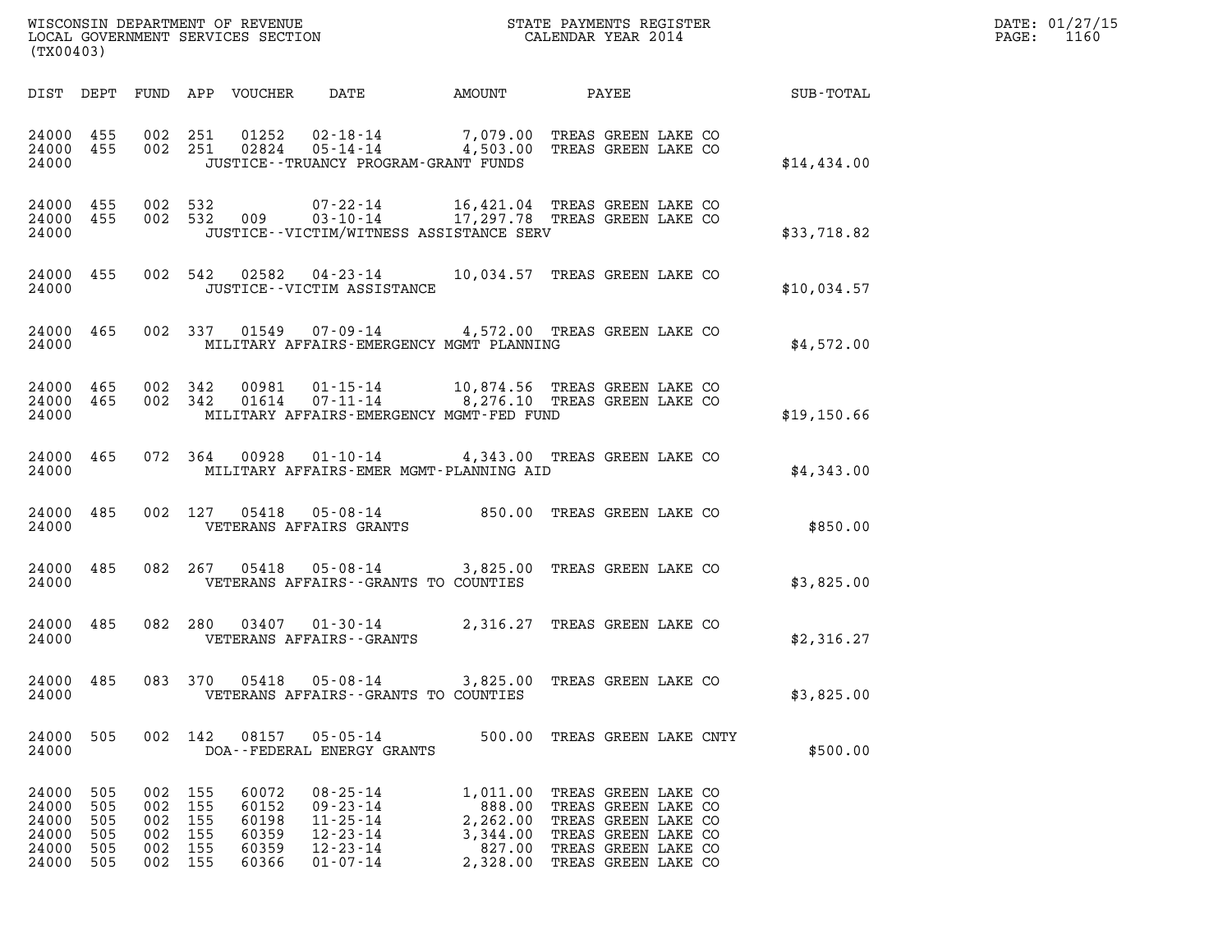WISCONSIN DEPARTMENT OF REVENUE
LOCAL GOVERNMENT SERVICES SECTION
(TX00403)

STATE PAYMENTS REGISTER
CALENDAR YEAR 2014

DATE: 01/27/15

| DIST | DEPT | FUND | APP | VOUCHER | DATE | AMOUNT | PAYEE | SUB-TOTAL |
|---|---|---|---|---|---|---|---|---|
| 24000 | 455 | 002 | 251 | 01252 | 02-18-14 | 7,079.00 | TREAS GREEN LAKE CO | |
| 24000 | 455 | 002 | 251 | 02824 | 05-14-14 | 4,503.00 | TREAS GREEN LAKE CO | |
| 24000 | | | | | JUSTICE--TRUANCY PROGRAM-GRANT FUNDS | | | $14,434.00 |
| 24000 | 455 | 002 | 532 | | 07-22-14 | 16,421.04 | TREAS GREEN LAKE CO | |
| 24000 | 455 | 002 | 532 | 009 | 03-10-14 | 17,297.78 | TREAS GREEN LAKE CO | |
| 24000 | | | | | JUSTICE--VICTIM/WITNESS ASSISTANCE SERV | | | $33,718.82 |
| 24000 | 455 | 002 | 542 | 02582 | 04-23-14 | 10,034.57 | TREAS GREEN LAKE CO | |
| 24000 | | | | | JUSTICE--VICTIM ASSISTANCE | | | $10,034.57 |
| 24000 | 465 | 002 | 337 | 01549 | 07-09-14 | 4,572.00 | TREAS GREEN LAKE CO | |
| 24000 | | | | | MILITARY AFFAIRS-EMERGENCY MGMT PLANNING | | | $4,572.00 |
| 24000 | 465 | 002 | 342 | 00981 | 01-15-14 | 10,874.56 | TREAS GREEN LAKE CO | |
| 24000 | 465 | 002 | 342 | 01614 | 07-11-14 | 8,276.10 | TREAS GREEN LAKE CO | |
| 24000 | | | | | MILITARY AFFAIRS-EMERGENCY MGMT-FED FUND | | | $19,150.66 |
| 24000 | 465 | 072 | 364 | 00928 | 01-10-14 | 4,343.00 | TREAS GREEN LAKE CO | |
| 24000 | | | | | MILITARY AFFAIRS-EMER MGMT-PLANNING AID | | | $4,343.00 |
| 24000 | 485 | 002 | 127 | 05418 | 05-08-14 | 850.00 | TREAS GREEN LAKE CO | |
| 24000 | | | | | VETERANS AFFAIRS GRANTS | | | $850.00 |
| 24000 | 485 | 082 | 267 | 05418 | 05-08-14 | 3,825.00 | TREAS GREEN LAKE CO | |
| 24000 | | | | | VETERANS AFFAIRS--GRANTS TO COUNTIES | | | $3,825.00 |
| 24000 | 485 | 082 | 280 | 03407 | 01-30-14 | 2,316.27 | TREAS GREEN LAKE CO | |
| 24000 | | | | | VETERANS AFFAIRS--GRANTS | | | $2,316.27 |
| 24000 | 485 | 083 | 370 | 05418 | 05-08-14 | 3,825.00 | TREAS GREEN LAKE CO | |
| 24000 | | | | | VETERANS AFFAIRS--GRANTS TO COUNTIES | | | $3,825.00 |
| 24000 | 505 | 002 | 142 | 08157 | 05-05-14 | 500.00 | TREAS GREEN LAKE CNTY | |
| 24000 | | | | | DOA--FEDERAL ENERGY GRANTS | | | $500.00 |
| 24000 | 505 | 002 | 155 | 60072 | 08-25-14 | 1,011.00 | TREAS GREEN LAKE CO | |
| 24000 | 505 | 002 | 155 | 60152 | 09-23-14 | 888.00 | TREAS GREEN LAKE CO | |
| 24000 | 505 | 002 | 155 | 60198 | 11-25-14 | 2,262.00 | TREAS GREEN LAKE CO | |
| 24000 | 505 | 002 | 155 | 60359 | 12-23-14 | 3,344.00 | TREAS GREEN LAKE CO | |
| 24000 | 505 | 002 | 155 | 60359 | 12-23-14 | 827.00 | TREAS GREEN LAKE CO | |
| 24000 | 505 | 002 | 155 | 60366 | 01-07-14 | 2,328.00 | TREAS GREEN LAKE CO | |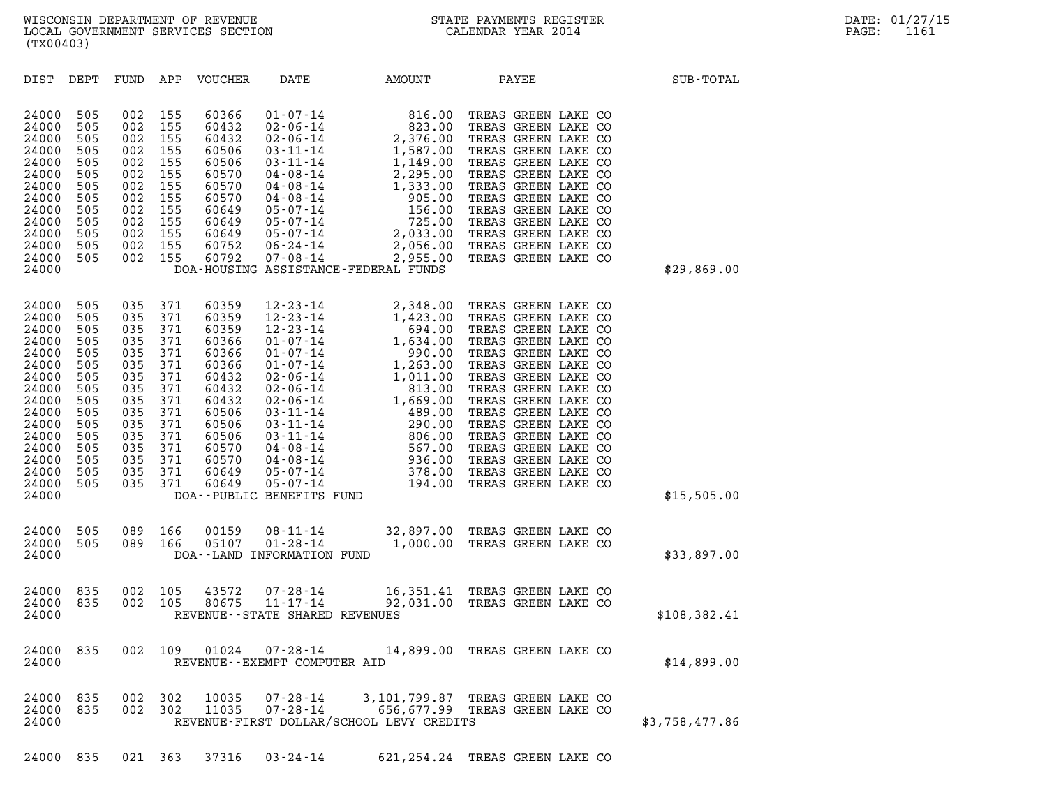WISCONSIN DEPARTMENT OF REVENUE
LOCAL GOVERNMENT SERVICES SECTION
(TX00403)

STATE PAYMENTS REGISTER
CALENDAR YEAR 2014

DATE: 01/27/15
PAGE: 1161

| DIST | DEPT | FUND | APP | VOUCHER | DATE | AMOUNT | PAYEE | SUB-TOTAL |
|---|---|---|---|---|---|---|---|---|
| 24000 | 505 | 002 | 155 | 60366 | 01-07-14 | 816.00 | TREAS GREEN LAKE CO | |
| 24000 | 505 | 002 | 155 | 60432 | 02-06-14 | 823.00 | TREAS GREEN LAKE CO | |
| 24000 | 505 | 002 | 155 | 60432 | 02-06-14 | 2,376.00 | TREAS GREEN LAKE CO | |
| 24000 | 505 | 002 | 155 | 60506 | 03-11-14 | 1,587.00 | TREAS GREEN LAKE CO | |
| 24000 | 505 | 002 | 155 | 60506 | 03-11-14 | 1,149.00 | TREAS GREEN LAKE CO | |
| 24000 | 505 | 002 | 155 | 60570 | 04-08-14 | 2,295.00 | TREAS GREEN LAKE CO | |
| 24000 | 505 | 002 | 155 | 60570 | 04-08-14 | 1,333.00 | TREAS GREEN LAKE CO | |
| 24000 | 505 | 002 | 155 | 60570 | 04-08-14 | 905.00 | TREAS GREEN LAKE CO | |
| 24000 | 505 | 002 | 155 | 60649 | 05-07-14 | 156.00 | TREAS GREEN LAKE CO | |
| 24000 | 505 | 002 | 155 | 60649 | 05-07-14 | 725.00 | TREAS GREEN LAKE CO | |
| 24000 | 505 | 002 | 155 | 60649 | 05-07-14 | 2,033.00 | TREAS GREEN LAKE CO | |
| 24000 | 505 | 002 | 155 | 60752 | 06-24-14 | 2,056.00 | TREAS GREEN LAKE CO | |
| 24000 | 505 | 002 | 155 | 60792 | 07-08-14 | 2,955.00 | TREAS GREEN LAKE CO | |
| 24000 | | | | DOA-HOUSING ASSISTANCE-FEDERAL FUNDS | | | | $29,869.00 |
| 24000 | 505 | 035 | 371 | 60359 | 12-23-14 | 2,348.00 | TREAS GREEN LAKE CO | |
| 24000 | 505 | 035 | 371 | 60359 | 12-23-14 | 1,423.00 | TREAS GREEN LAKE CO | |
| 24000 | 505 | 035 | 371 | 60359 | 12-23-14 | 694.00 | TREAS GREEN LAKE CO | |
| 24000 | 505 | 035 | 371 | 60366 | 01-07-14 | 1,634.00 | TREAS GREEN LAKE CO | |
| 24000 | 505 | 035 | 371 | 60366 | 01-07-14 | 990.00 | TREAS GREEN LAKE CO | |
| 24000 | 505 | 035 | 371 | 60366 | 01-07-14 | 1,263.00 | TREAS GREEN LAKE CO | |
| 24000 | 505 | 035 | 371 | 60432 | 02-06-14 | 1,011.00 | TREAS GREEN LAKE CO | |
| 24000 | 505 | 035 | 371 | 60432 | 02-06-14 | 813.00 | TREAS GREEN LAKE CO | |
| 24000 | 505 | 035 | 371 | 60432 | 02-06-14 | 1,669.00 | TREAS GREEN LAKE CO | |
| 24000 | 505 | 035 | 371 | 60506 | 03-11-14 | 489.00 | TREAS GREEN LAKE CO | |
| 24000 | 505 | 035 | 371 | 60506 | 03-11-14 | 290.00 | TREAS GREEN LAKE CO | |
| 24000 | 505 | 035 | 371 | 60506 | 03-11-14 | 806.00 | TREAS GREEN LAKE CO | |
| 24000 | 505 | 035 | 371 | 60570 | 04-08-14 | 567.00 | TREAS GREEN LAKE CO | |
| 24000 | 505 | 035 | 371 | 60570 | 04-08-14 | 936.00 | TREAS GREEN LAKE CO | |
| 24000 | 505 | 035 | 371 | 60649 | 05-07-14 | 378.00 | TREAS GREEN LAKE CO | |
| 24000 | 505 | 035 | 371 | 60649 | 05-07-14 | 194.00 | TREAS GREEN LAKE CO | |
| 24000 | | | | DOA--PUBLIC BENEFITS FUND | | | | $15,505.00 |
| 24000 | 505 | 089 | 166 | 00159 | 08-11-14 | 32,897.00 | TREAS GREEN LAKE CO | |
| 24000 | 505 | 089 | 166 | 05107 | 01-28-14 | 1,000.00 | TREAS GREEN LAKE CO | |
| 24000 | | | | DOA--LAND INFORMATION FUND | | | | $33,897.00 |
| 24000 | 835 | 002 | 105 | 43572 | 07-28-14 | 16,351.41 | TREAS GREEN LAKE CO | |
| 24000 | 835 | 002 | 105 | 80675 | 11-17-14 | 92,031.00 | TREAS GREEN LAKE CO | |
| 24000 | | | | REVENUE--STATE SHARED REVENUES | | | | $108,382.41 |
| 24000 | 835 | 002 | 109 | 01024 | 07-28-14 | 14,899.00 | TREAS GREEN LAKE CO | |
| 24000 | | | | REVENUE--EXEMPT COMPUTER AID | | | | $14,899.00 |
| 24000 | 835 | 002 | 302 | 10035 | 07-28-14 | 3,101,799.87 | TREAS GREEN LAKE CO | |
| 24000 | 835 | 002 | 302 | 11035 | 07-28-14 | 656,677.99 | TREAS GREEN LAKE CO | |
| 24000 | | | | REVENUE-FIRST DOLLAR/SCHOOL LEVY CREDITS | | | | $3,758,477.86 |
| 24000 | 835 | 021 | 363 | 37316 | 03-24-14 | 621,254.24 | TREAS GREEN LAKE CO | |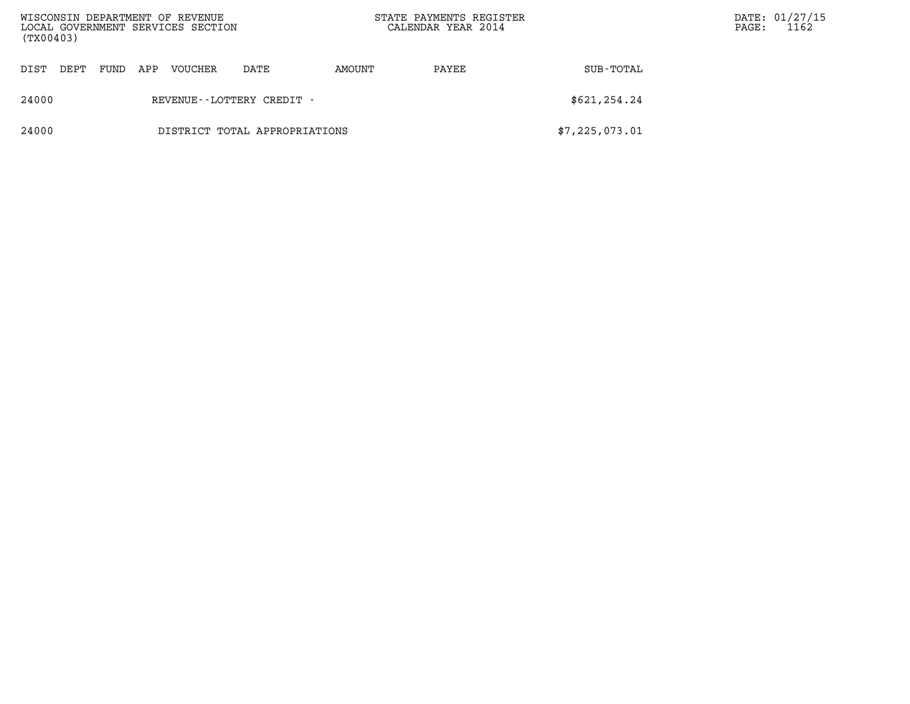| DIST | DEPT | FUND | APP | VOUCHER | DATE | AMOUNT | PAYEE | SUB-TOTAL |
|---|---|---|---|---|---|---|---|---|
| 24000 | | | | REVENUE--LOTTERY CREDIT - | | | | $621,254.24 |
| 24000 | | | | DISTRICT TOTAL APPROPRIATIONS | | | | $7,225,073.01 |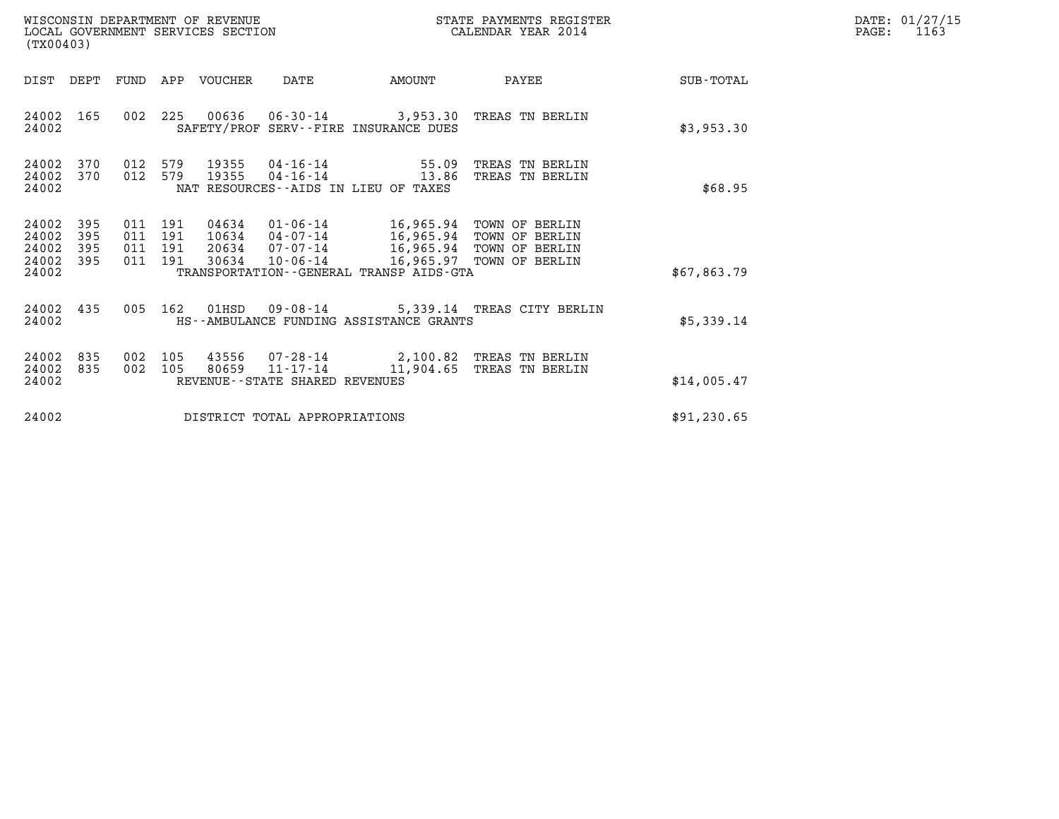WISCONSIN DEPARTMENT OF REVENUE
LOCAL GOVERNMENT SERVICES SECTION
(TX00403)

STATE PAYMENTS REGISTER
CALENDAR YEAR 2014

DATE: 01/27/15
PAGE: 1163

| DIST | DEPT | FUND | APP | VOUCHER | DATE | AMOUNT | PAYEE | SUB-TOTAL |
|---|---|---|---|---|---|---|---|---|
| 24002 | 165 | 002 | 225 | 00636 | 06-30-14 | 3,953.30 | TREAS TN BERLIN | |
| 24002 | | | | | SAFETY/PROF SERV--FIRE INSURANCE DUES | | | $3,953.30 |
| 24002 | 370 | 012 | 579 | 19355 | 04-16-14 | 55.09 | TREAS TN BERLIN | |
| 24002 | 370 | 012 | 579 | 19355 | 04-16-14 | 13.86 | TREAS TN BERLIN | |
| 24002 | | | | | NAT RESOURCES--AIDS IN LIEU OF TAXES | | | $68.95 |
| 24002 | 395 | 011 | 191 | 04634 | 01-06-14 | 16,965.94 | TOWN OF BERLIN | |
| 24002 | 395 | 011 | 191 | 10634 | 04-07-14 | 16,965.94 | TOWN OF BERLIN | |
| 24002 | 395 | 011 | 191 | 20634 | 07-07-14 | 16,965.94 | TOWN OF BERLIN | |
| 24002 | 395 | 011 | 191 | 30634 | 10-06-14 | 16,965.97 | TOWN OF BERLIN | |
| 24002 | | | | | TRANSPORTATION--GENERAL TRANSP AIDS-GTA | | | $67,863.79 |
| 24002 | 435 | 005 | 162 | 01HSD | 09-08-14 | 5,339.14 | TREAS CITY BERLIN | |
| 24002 | | | | | HS--AMBULANCE FUNDING ASSISTANCE GRANTS | | | $5,339.14 |
| 24002 | 835 | 002 | 105 | 43556 | 07-28-14 | 2,100.82 | TREAS TN BERLIN | |
| 24002 | 835 | 002 | 105 | 80659 | 11-17-14 | 11,904.65 | TREAS TN BERLIN | |
| 24002 | | | | | REVENUE--STATE SHARED REVENUES | | | $14,005.47 |
| 24002 | | | | | DISTRICT TOTAL APPROPRIATIONS | | | $91,230.65 |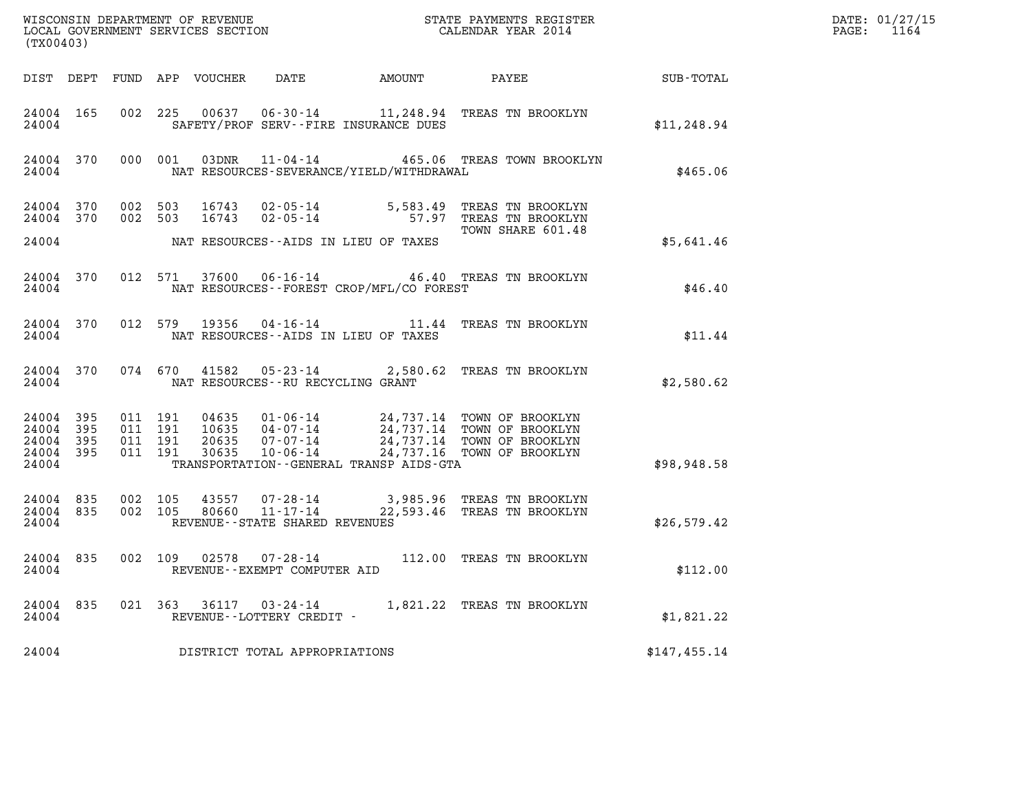WISCONSIN DEPARTMENT OF REVENUE
LOCAL GOVERNMENT SERVICES SECTION
(TX00403)

STATE PAYMENTS REGISTER
CALENDAR YEAR 2014

DATE: 01/27/15
PAGE: 1164

| DIST | DEPT | FUND | APP | VOUCHER | DATE | AMOUNT | PAYEE | SUB-TOTAL |
|---|---|---|---|---|---|---|---|---|
| 24004 | 165 | 002 | 225 | 00637 | 06-30-14 | 11,248.94 | TREAS TN BROOKLYN | |
| 24004 | | | | | SAFETY/PROF SERV--FIRE INSURANCE DUES | | | $11,248.94 |
| 24004 | 370 | 000 | 001 | 03DNR | 11-04-14 | 465.06 | TREAS TOWN BROOKLYN | |
| 24004 | | | | | NAT RESOURCES-SEVERANCE/YIELD/WITHDRAWAL | | | $465.06 |
| 24004 | 370 | 002 | 503 | 16743 | 02-05-14 | 5,583.49 | TREAS TN BROOKLYN | |
| 24004 | 370 | 002 | 503 | 16743 | 02-05-14 | 57.97 | TREAS TN BROOKLYN TOWN SHARE 601.48 | |
| 24004 | | | | | NAT RESOURCES--AIDS IN LIEU OF TAXES | | | $5,641.46 |
| 24004 | 370 | 012 | 571 | 37600 | 06-16-14 | 46.40 | TREAS TN BROOKLYN | |
| 24004 | | | | | NAT RESOURCES--FOREST CROP/MFL/CO FOREST | | | $46.40 |
| 24004 | 370 | 012 | 579 | 19356 | 04-16-14 | 11.44 | TREAS TN BROOKLYN | |
| 24004 | | | | | NAT RESOURCES--AIDS IN LIEU OF TAXES | | | $11.44 |
| 24004 | 370 | 074 | 670 | 41582 | 05-23-14 | 2,580.62 | TREAS TN BROOKLYN | |
| 24004 | | | | | NAT RESOURCES--RU RECYCLING GRANT | | | $2,580.62 |
| 24004 | 395 | 011 | 191 | 04635 | 01-06-14 | 24,737.14 | TOWN OF BROOKLYN | |
| 24004 | 395 | 011 | 191 | 10635 | 04-07-14 | 24,737.14 | TOWN OF BROOKLYN | |
| 24004 | 395 | 011 | 191 | 20635 | 07-07-14 | 24,737.14 | TOWN OF BROOKLYN | |
| 24004 | 395 | 011 | 191 | 30635 | 10-06-14 | 24,737.16 | TOWN OF BROOKLYN | |
| 24004 | | | | | TRANSPORTATION--GENERAL TRANSP AIDS-GTA | | | $98,948.58 |
| 24004 | 835 | 002 | 105 | 43557 | 07-28-14 | 3,985.96 | TREAS TN BROOKLYN | |
| 24004 | 835 | 002 | 105 | 80660 | 11-17-14 | 22,593.46 | TREAS TN BROOKLYN | |
| 24004 | | | | | REVENUE--STATE SHARED REVENUES | | | $26,579.42 |
| 24004 | 835 | 002 | 109 | 02578 | 07-28-14 | 112.00 | TREAS TN BROOKLYN | |
| 24004 | | | | | REVENUE--EXEMPT COMPUTER AID | | | $112.00 |
| 24004 | 835 | 021 | 363 | 36117 | 03-24-14 | 1,821.22 | TREAS TN BROOKLYN | |
| 24004 | | | | | REVENUE--LOTTERY CREDIT - | | | $1,821.22 |
| 24004 | | | | | DISTRICT TOTAL APPROPRIATIONS | | | $147,455.14 |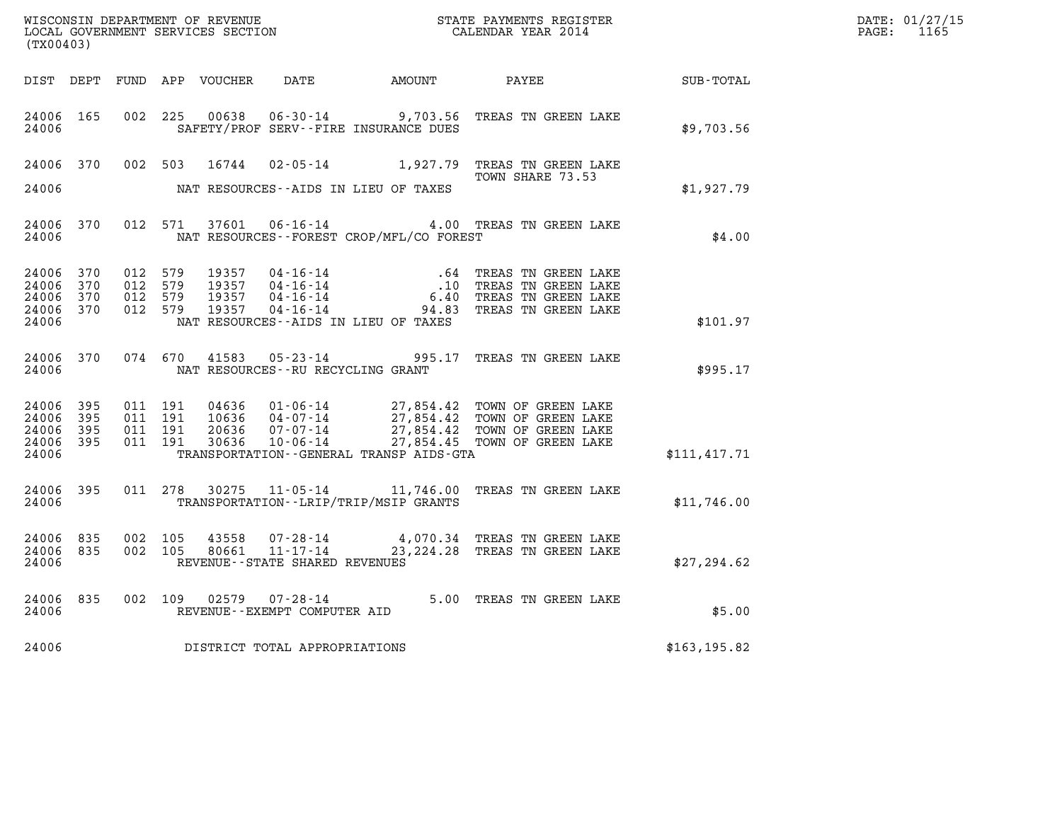WISCONSIN DEPARTMENT OF REVENUE
LOCAL GOVERNMENT SERVICES SECTION
(TX00403)

STATE PAYMENTS REGISTER
CALENDAR YEAR 2014

DATE: 01/27/15
PAGE: 1165

| DIST | DEPT | FUND | APP | VOUCHER | DATE | AMOUNT | PAYEE | SUB-TOTAL |
|---|---|---|---|---|---|---|---|---|
| 24006 | 165 | 002 | 225 | 00638 | 06-30-14 | 9,703.56 | TREAS TN GREEN LAKE | |
| 24006 | | | | | SAFETY/PROF SERV--FIRE INSURANCE DUES | | | $9,703.56 |
| 24006 | 370 | 002 | 503 | 16744 | 02-05-14 | 1,927.79 | TREAS TN GREEN LAKE TOWN SHARE 73.53 | |
| 24006 | | | | | NAT RESOURCES--AIDS IN LIEU OF TAXES | | | $1,927.79 |
| 24006 | 370 | 012 | 571 | 37601 | 06-16-14 | 4.00 | TREAS TN GREEN LAKE | |
| 24006 | | | | | NAT RESOURCES--FOREST CROP/MFL/CO FOREST | | | $4.00 |
| 24006 | 370 | 012 | 579 | 19357 | 04-16-14 | .64 | TREAS TN GREEN LAKE | |
| 24006 | 370 | 012 | 579 | 19357 | 04-16-14 | .10 | TREAS TN GREEN LAKE | |
| 24006 | 370 | 012 | 579 | 19357 | 04-16-14 | 6.40 | TREAS TN GREEN LAKE | |
| 24006 | 370 | 012 | 579 | 19357 | 04-16-14 | 94.83 | TREAS TN GREEN LAKE | |
| 24006 | | | | | NAT RESOURCES--AIDS IN LIEU OF TAXES | | | $101.97 |
| 24006 | 370 | 074 | 670 | 41583 | 05-23-14 | 995.17 | TREAS TN GREEN LAKE | |
| 24006 | | | | | NAT RESOURCES--RU RECYCLING GRANT | | | $995.17 |
| 24006 | 395 | 011 | 191 | 04636 | 01-06-14 | 27,854.42 | TOWN OF GREEN LAKE | |
| 24006 | 395 | 011 | 191 | 10636 | 04-07-14 | 27,854.42 | TOWN OF GREEN LAKE | |
| 24006 | 395 | 011 | 191 | 20636 | 07-07-14 | 27,854.42 | TOWN OF GREEN LAKE | |
| 24006 | 395 | 011 | 191 | 30636 | 10-06-14 | 27,854.45 | TOWN OF GREEN LAKE | |
| 24006 | | | | | TRANSPORTATION--GENERAL TRANSP AIDS-GTA | | | $111,417.71 |
| 24006 | 395 | 011 | 278 | 30275 | 11-05-14 | 11,746.00 | TREAS TN GREEN LAKE | |
| 24006 | | | | | TRANSPORTATION--LRIP/TRIP/MSIP GRANTS | | | $11,746.00 |
| 24006 | 835 | 002 | 105 | 43558 | 07-28-14 | 4,070.34 | TREAS TN GREEN LAKE | |
| 24006 | 835 | 002 | 105 | 80661 | 11-17-14 | 23,224.28 | TREAS TN GREEN LAKE | |
| 24006 | | | | | REVENUE--STATE SHARED REVENUES | | | $27,294.62 |
| 24006 | 835 | 002 | 109 | 02579 | 07-28-14 | 5.00 | TREAS TN GREEN LAKE | |
| 24006 | | | | | REVENUE--EXEMPT COMPUTER AID | | | $5.00 |
| 24006 | | | | | DISTRICT TOTAL APPROPRIATIONS | | | $163,195.82 |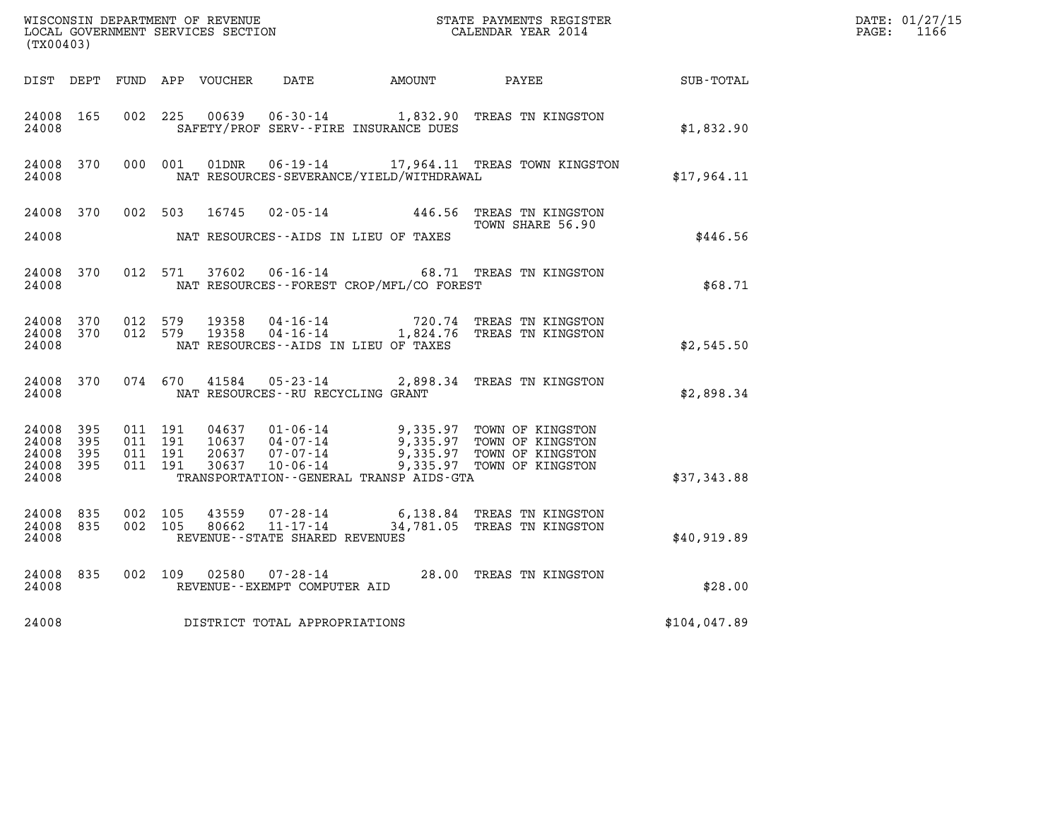WISCONSIN DEPARTMENT OF REVENUE
LOCAL GOVERNMENT SERVICES SECTION
(TX00403)

STATE PAYMENTS REGISTER
CALENDAR YEAR 2014

DATE: 01/27/15
PAGE: 1166

| DIST | DEPT | FUND | APP | VOUCHER | DATE | AMOUNT | PAYEE | SUB-TOTAL |
|---|---|---|---|---|---|---|---|---|
| 24008 | 165 | 002 | 225 | 00639 | 06-30-14 | 1,832.90 | TREAS TN KINGSTON | |
| 24008 | | | | | SAFETY/PROF SERV--FIRE INSURANCE DUES | | | $1,832.90 |
| 24008 | 370 | 000 | 001 | 01DNR | 06-19-14 | 17,964.11 | TREAS TOWN KINGSTON | |
| 24008 | | | | | NAT RESOURCES-SEVERANCE/YIELD/WITHDRAWAL | | | $17,964.11 |
| 24008 | 370 | 002 | 503 | 16745 | 02-05-14 | 446.56 | TREAS TN KINGSTON TOWN SHARE 56.90 | |
| 24008 | | | | | NAT RESOURCES--AIDS IN LIEU OF TAXES | | | $446.56 |
| 24008 | 370 | 012 | 571 | 37602 | 06-16-14 | 68.71 | TREAS TN KINGSTON | |
| 24008 | | | | | NAT RESOURCES--FOREST CROP/MFL/CO FOREST | | | $68.71 |
| 24008 | 370 | 012 | 579 | 19358 | 04-16-14 | 720.74 | TREAS TN KINGSTON | |
| 24008 | 370 | 012 | 579 | 19358 | 04-16-14 | 1,824.76 | TREAS TN KINGSTON | |
| 24008 | | | | | NAT RESOURCES--AIDS IN LIEU OF TAXES | | | $2,545.50 |
| 24008 | 370 | 074 | 670 | 41584 | 05-23-14 | 2,898.34 | TREAS TN KINGSTON | |
| 24008 | | | | | NAT RESOURCES--RU RECYCLING GRANT | | | $2,898.34 |
| 24008 | 395 | 011 | 191 | 04637 | 01-06-14 | 9,335.97 | TOWN OF KINGSTON | |
| 24008 | 395 | 011 | 191 | 10637 | 04-07-14 | 9,335.97 | TOWN OF KINGSTON | |
| 24008 | 395 | 011 | 191 | 20637 | 07-07-14 | 9,335.97 | TOWN OF KINGSTON | |
| 24008 | 395 | 011 | 191 | 30637 | 10-06-14 | 9,335.97 | TOWN OF KINGSTON | |
| 24008 | | | | | TRANSPORTATION--GENERAL TRANSP AIDS-GTA | | | $37,343.88 |
| 24008 | 835 | 002 | 105 | 43559 | 07-28-14 | 6,138.84 | TREAS TN KINGSTON | |
| 24008 | 835 | 002 | 105 | 80662 | 11-17-14 | 34,781.05 | TREAS TN KINGSTON | |
| 24008 | | | | | REVENUE--STATE SHARED REVENUES | | | $40,919.89 |
| 24008 | 835 | 002 | 109 | 02580 | 07-28-14 | 28.00 | TREAS TN KINGSTON | |
| 24008 | | | | | REVENUE--EXEMPT COMPUTER AID | | | $28.00 |
| 24008 | | | | | DISTRICT TOTAL APPROPRIATIONS | | | $104,047.89 |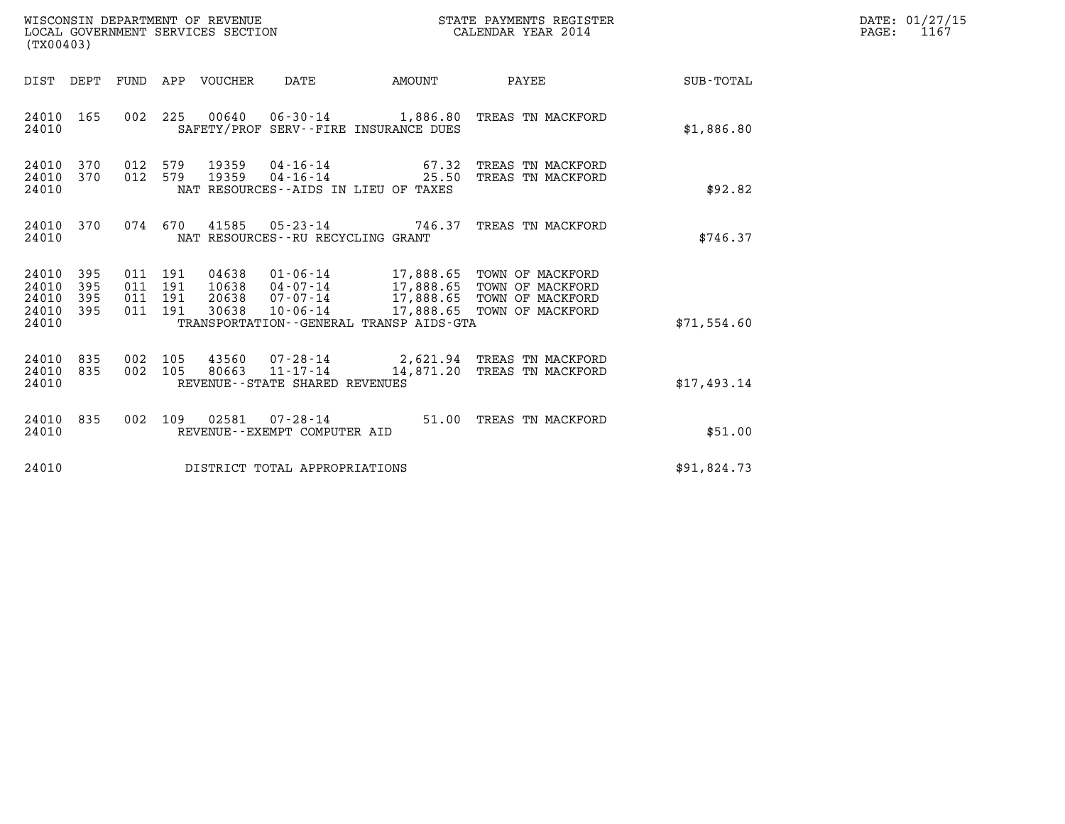WISCONSIN DEPARTMENT OF REVENUE
LOCAL GOVERNMENT SERVICES SECTION
(TX00403)

STATE PAYMENTS REGISTER
CALENDAR YEAR 2014

DATE: 01/27/15
PAGE: 1167

| DIST | DEPT | FUND | APP | VOUCHER | DATE | AMOUNT | PAYEE | SUB-TOTAL |
|---|---|---|---|---|---|---|---|---|
| 24010 | 165 | 002 | 225 | 00640 | 06-30-14 | 1,886.80 | TREAS TN MACKFORD | |
| 24010 | | | | SAFETY/PROF SERV--FIRE INSURANCE DUES | | | | $1,886.80 |
| 24010 | 370 | 012 | 579 | 19359 | 04-16-14 | 67.32 | TREAS TN MACKFORD | |
| 24010 | 370 | 012 | 579 | 19359 | 04-16-14 | 25.50 | TREAS TN MACKFORD | |
| 24010 | | | | NAT RESOURCES--AIDS IN LIEU OF TAXES | | | | $92.82 |
| 24010 | 370 | 074 | 670 | 41585 | 05-23-14 | 746.37 | TREAS TN MACKFORD | |
| 24010 | | | | NAT RESOURCES--RU RECYCLING GRANT | | | | $746.37 |
| 24010 | 395 | 011 | 191 | 04638 | 01-06-14 | 17,888.65 | TOWN OF MACKFORD | |
| 24010 | 395 | 011 | 191 | 10638 | 04-07-14 | 17,888.65 | TOWN OF MACKFORD | |
| 24010 | 395 | 011 | 191 | 20638 | 07-07-14 | 17,888.65 | TOWN OF MACKFORD | |
| 24010 | 395 | 011 | 191 | 30638 | 10-06-14 | 17,888.65 | TOWN OF MACKFORD | |
| 24010 | | | | TRANSPORTATION--GENERAL TRANSP AIDS-GTA | | | | $71,554.60 |
| 24010 | 835 | 002 | 105 | 43560 | 07-28-14 | 2,621.94 | TREAS TN MACKFORD | |
| 24010 | 835 | 002 | 105 | 80663 | 11-17-14 | 14,871.20 | TREAS TN MACKFORD | |
| 24010 | | | | REVENUE--STATE SHARED REVENUES | | | | $17,493.14 |
| 24010 | 835 | 002 | 109 | 02581 | 07-28-14 | 51.00 | TREAS TN MACKFORD | |
| 24010 | | | | REVENUE--EXEMPT COMPUTER AID | | | | $51.00 |
| 24010 | | | | DISTRICT TOTAL APPROPRIATIONS | | | | $91,824.73 |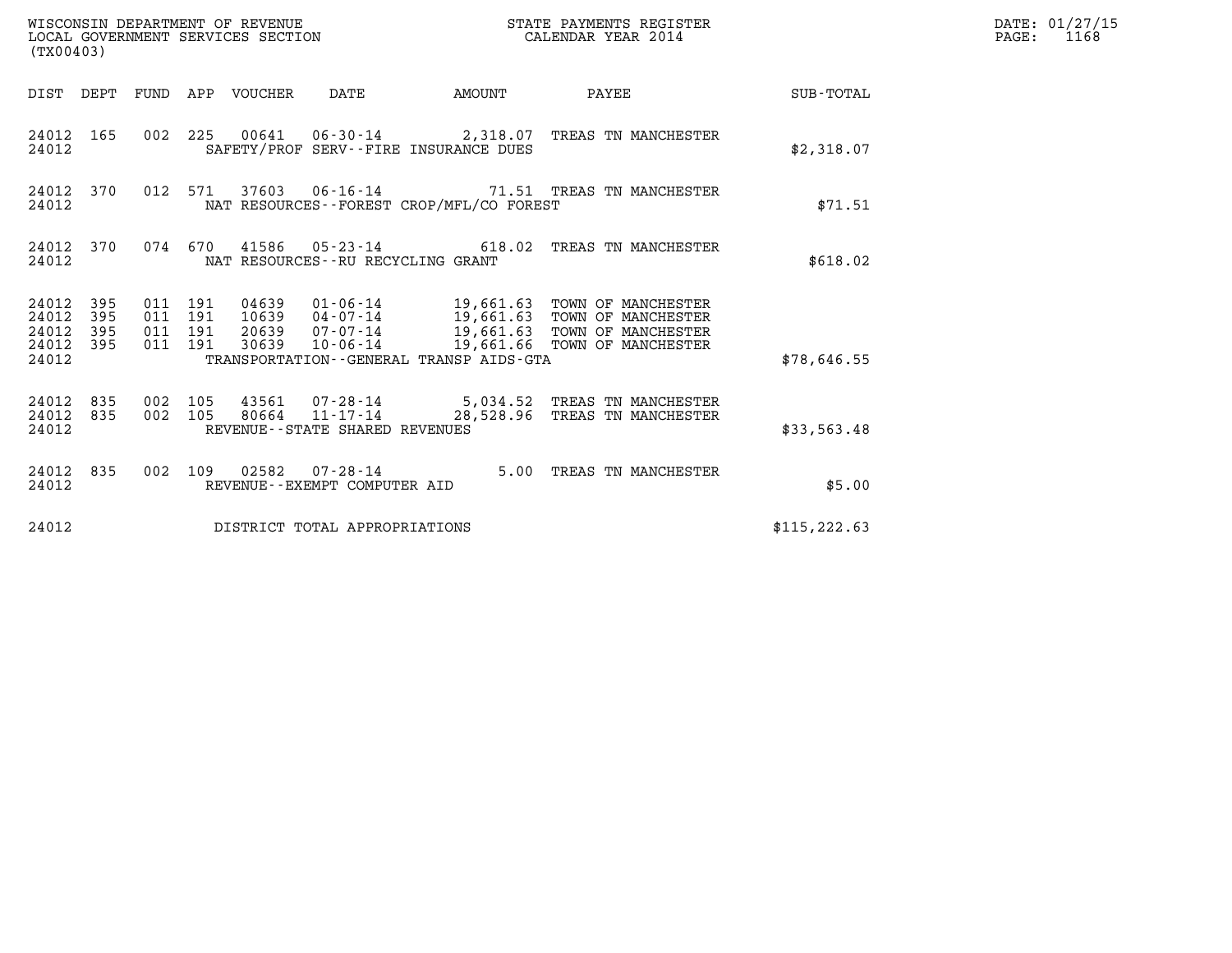WISCONSIN DEPARTMENT OF REVENUE
LOCAL GOVERNMENT SERVICES SECTION
(TX00403)

STATE PAYMENTS REGISTER
CALENDAR YEAR 2014

DATE: 01/27/15
PAGE: 1168

| DIST | DEPT | FUND | APP | VOUCHER | DATE | AMOUNT | PAYEE | SUB-TOTAL |
|---|---|---|---|---|---|---|---|---|
| 24012 | 165 | 002 | 225 | 00641 | 06-30-14 | 2,318.07 | TREAS TN MANCHESTER | |
| 24012 | | | | SAFETY/PROF SERV--FIRE INSURANCE DUES | | | | $2,318.07 |
| 24012 | 370 | 012 | 571 | 37603 | 06-16-14 | 71.51 | TREAS TN MANCHESTER | |
| 24012 | | | | NAT RESOURCES--FOREST CROP/MFL/CO FOREST | | | | $71.51 |
| 24012 | 370 | 074 | 670 | 41586 | 05-23-14 | 618.02 | TREAS TN MANCHESTER | |
| 24012 | | | | NAT RESOURCES--RU RECYCLING GRANT | | | | $618.02 |
| 24012 | 395 | 011 | 191 | 04639 | 01-06-14 | 19,661.63 | TOWN OF MANCHESTER | |
| 24012 | 395 | 011 | 191 | 10639 | 04-07-14 | 19,661.63 | TOWN OF MANCHESTER | |
| 24012 | 395 | 011 | 191 | 20639 | 07-07-14 | 19,661.63 | TOWN OF MANCHESTER | |
| 24012 | 395 | 011 | 191 | 30639 | 10-06-14 | 19,661.66 | TOWN OF MANCHESTER | |
| 24012 | | | | TRANSPORTATION--GENERAL TRANSP AIDS-GTA | | | | $78,646.55 |
| 24012 | 835 | 002 | 105 | 43561 | 07-28-14 | 5,034.52 | TREAS TN MANCHESTER | |
| 24012 | 835 | 002 | 105 | 80664 | 11-17-14 | 28,528.96 | TREAS TN MANCHESTER | |
| 24012 | | | | REVENUE--STATE SHARED REVENUES | | | | $33,563.48 |
| 24012 | 835 | 002 | 109 | 02582 | 07-28-14 | 5.00 | TREAS TN MANCHESTER | |
| 24012 | | | | REVENUE--EXEMPT COMPUTER AID | | | | $5.00 |
| 24012 | | | | DISTRICT TOTAL APPROPRIATIONS | | | | $115,222.63 |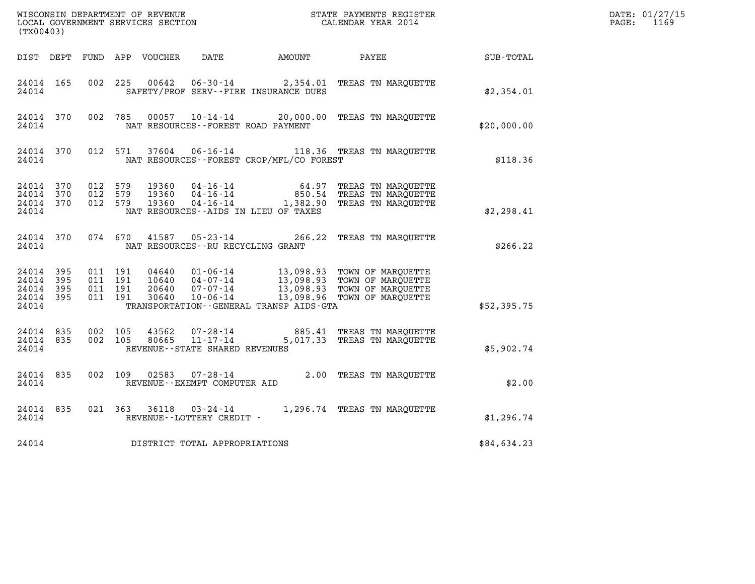WISCONSIN DEPARTMENT OF REVENUE
LOCAL GOVERNMENT SERVICES SECTION
(TX00403)

STATE PAYMENTS REGISTER
CALENDAR YEAR 2014

DATE: 01/27/15
PAGE: 1169

| DIST | DEPT | FUND | APP | VOUCHER | DATE | AMOUNT | PAYEE | SUB-TOTAL |
|---|---|---|---|---|---|---|---|---|
| 24014 | 165 | 002 | 225 | 00642 | 06-30-14 | 2,354.01 | TREAS TN MARQUETTE | |
| 24014 | | | | SAFETY/PROF SERV--FIRE INSURANCE DUES | | | | $2,354.01 |
| 24014 | 370 | 002 | 785 | 00057 | 10-14-14 | 20,000.00 | TREAS TN MARQUETTE | |
| 24014 | | | | NAT RESOURCES--FOREST ROAD PAYMENT | | | | $20,000.00 |
| 24014 | 370 | 012 | 571 | 37604 | 06-16-14 | 118.36 | TREAS TN MARQUETTE | |
| 24014 | | | | NAT RESOURCES--FOREST CROP/MFL/CO FOREST | | | | $118.36 |
| 24014 | 370 | 012 | 579 | 19360 | 04-16-14 | 64.97 | TREAS TN MARQUETTE | |
| 24014 | 370 | 012 | 579 | 19360 | 04-16-14 | 850.54 | TREAS TN MARQUETTE | |
| 24014 | 370 | 012 | 579 | 19360 | 04-16-14 | 1,382.90 | TREAS TN MARQUETTE | |
| 24014 | | | | NAT RESOURCES--AIDS IN LIEU OF TAXES | | | | $2,298.41 |
| 24014 | 370 | 074 | 670 | 41587 | 05-23-14 | 266.22 | TREAS TN MARQUETTE | |
| 24014 | | | | NAT RESOURCES--RU RECYCLING GRANT | | | | $266.22 |
| 24014 | 395 | 011 | 191 | 04640 | 01-06-14 | 13,098.93 | TOWN OF MARQUETTE | |
| 24014 | 395 | 011 | 191 | 10640 | 04-07-14 | 13,098.93 | TOWN OF MARQUETTE | |
| 24014 | 395 | 011 | 191 | 20640 | 07-07-14 | 13,098.93 | TOWN OF MARQUETTE | |
| 24014 | 395 | 011 | 191 | 30640 | 10-06-14 | 13,098.96 | TOWN OF MARQUETTE | |
| 24014 | | | | TRANSPORTATION--GENERAL TRANSP AIDS-GTA | | | | $52,395.75 |
| 24014 | 835 | 002 | 105 | 43562 | 07-28-14 | 885.41 | TREAS TN MARQUETTE | |
| 24014 | 835 | 002 | 105 | 80665 | 11-17-14 | 5,017.33 | TREAS TN MARQUETTE | |
| 24014 | | | | REVENUE--STATE SHARED REVENUES | | | | $5,902.74 |
| 24014 | 835 | 002 | 109 | 02583 | 07-28-14 | 2.00 | TREAS TN MARQUETTE | |
| 24014 | | | | REVENUE--EXEMPT COMPUTER AID | | | | $2.00 |
| 24014 | 835 | 021 | 363 | 36118 | 03-24-14 | 1,296.74 | TREAS TN MARQUETTE | |
| 24014 | | | | REVENUE--LOTTERY CREDIT - | | | | $1,296.74 |
| 24014 | | | | DISTRICT TOTAL APPROPRIATIONS | | | | $84,634.23 |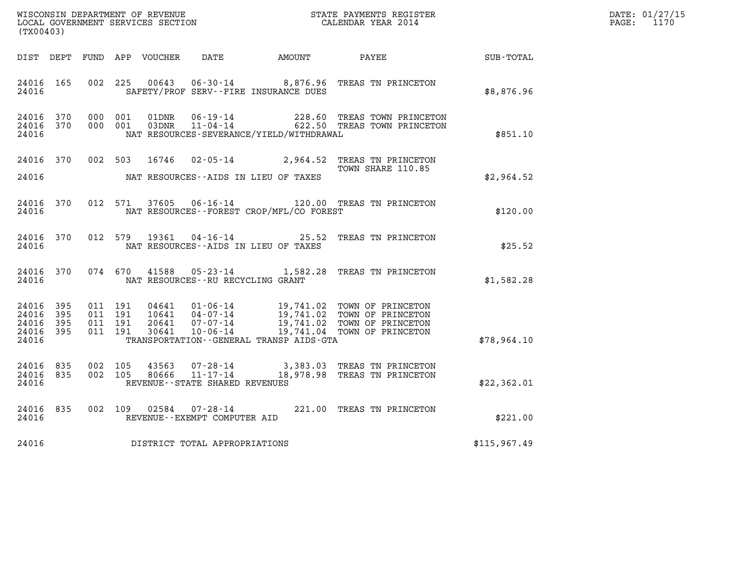WISCONSIN DEPARTMENT OF REVENUE
LOCAL GOVERNMENT SERVICES SECTION
(TX00403)

STATE PAYMENTS REGISTER
CALENDAR YEAR 2014

DATE: 01/27/15
PAGE: 1170

| DIST | DEPT | FUND | APP | VOUCHER | DATE | AMOUNT | PAYEE | SUB-TOTAL |
|---|---|---|---|---|---|---|---|---|
| 24016 | 165 | 002 | 225 | 00643 | 06-30-14 | 8,876.96 | TREAS TN PRINCETON | |
| 24016 | | | | | SAFETY/PROF SERV--FIRE INSURANCE DUES | | | $8,876.96 |
| 24016 | 370 | 000 | 001 | 01DNR | 06-19-14 | 228.60 | TREAS TOWN PRINCETON | |
| 24016 | 370 | 000 | 001 | 03DNR | 11-04-14 | 622.50 | TREAS TOWN PRINCETON | |
| 24016 | | | | | NAT RESOURCES-SEVERANCE/YIELD/WITHDRAWAL | | | $851.10 |
| 24016 | 370 | 002 | 503 | 16746 | 02-05-14 | 2,964.52 | TREAS TN PRINCETON<br>TOWN SHARE 110.85 | |
| 24016 | | | | | NAT RESOURCES--AIDS IN LIEU OF TAXES | | | $2,964.52 |
| 24016 | 370 | 012 | 571 | 37605 | 06-16-14 | 120.00 | TREAS TN PRINCETON | |
| 24016 | | | | | NAT RESOURCES--FOREST CROP/MFL/CO FOREST | | | $120.00 |
| 24016 | 370 | 012 | 579 | 19361 | 04-16-14 | 25.52 | TREAS TN PRINCETON | |
| 24016 | | | | | NAT RESOURCES--AIDS IN LIEU OF TAXES | | | $25.52 |
| 24016 | 370 | 074 | 670 | 41588 | 05-23-14 | 1,582.28 | TREAS TN PRINCETON | |
| 24016 | | | | | NAT RESOURCES--RU RECYCLING GRANT | | | $1,582.28 |
| 24016 | 395 | 011 | 191 | 04641 | 01-06-14 | 19,741.02 | TOWN OF PRINCETON | |
| 24016 | 395 | 011 | 191 | 10641 | 04-07-14 | 19,741.02 | TOWN OF PRINCETON | |
| 24016 | 395 | 011 | 191 | 20641 | 07-07-14 | 19,741.02 | TOWN OF PRINCETON | |
| 24016 | 395 | 011 | 191 | 30641 | 10-06-14 | 19,741.04 | TOWN OF PRINCETON | |
| 24016 | | | | | TRANSPORTATION--GENERAL TRANSP AIDS-GTA | | | $78,964.10 |
| 24016 | 835 | 002 | 105 | 43563 | 07-28-14 | 3,383.03 | TREAS TN PRINCETON | |
| 24016 | 835 | 002 | 105 | 80666 | 11-17-14 | 18,978.98 | TREAS TN PRINCETON | |
| 24016 | | | | | REVENUE--STATE SHARED REVENUES | | | $22,362.01 |
| 24016 | 835 | 002 | 109 | 02584 | 07-28-14 | 221.00 | TREAS TN PRINCETON | |
| 24016 | | | | | REVENUE--EXEMPT COMPUTER AID | | | $221.00 |
| 24016 | | | | | DISTRICT TOTAL APPROPRIATIONS | | | $115,967.49 |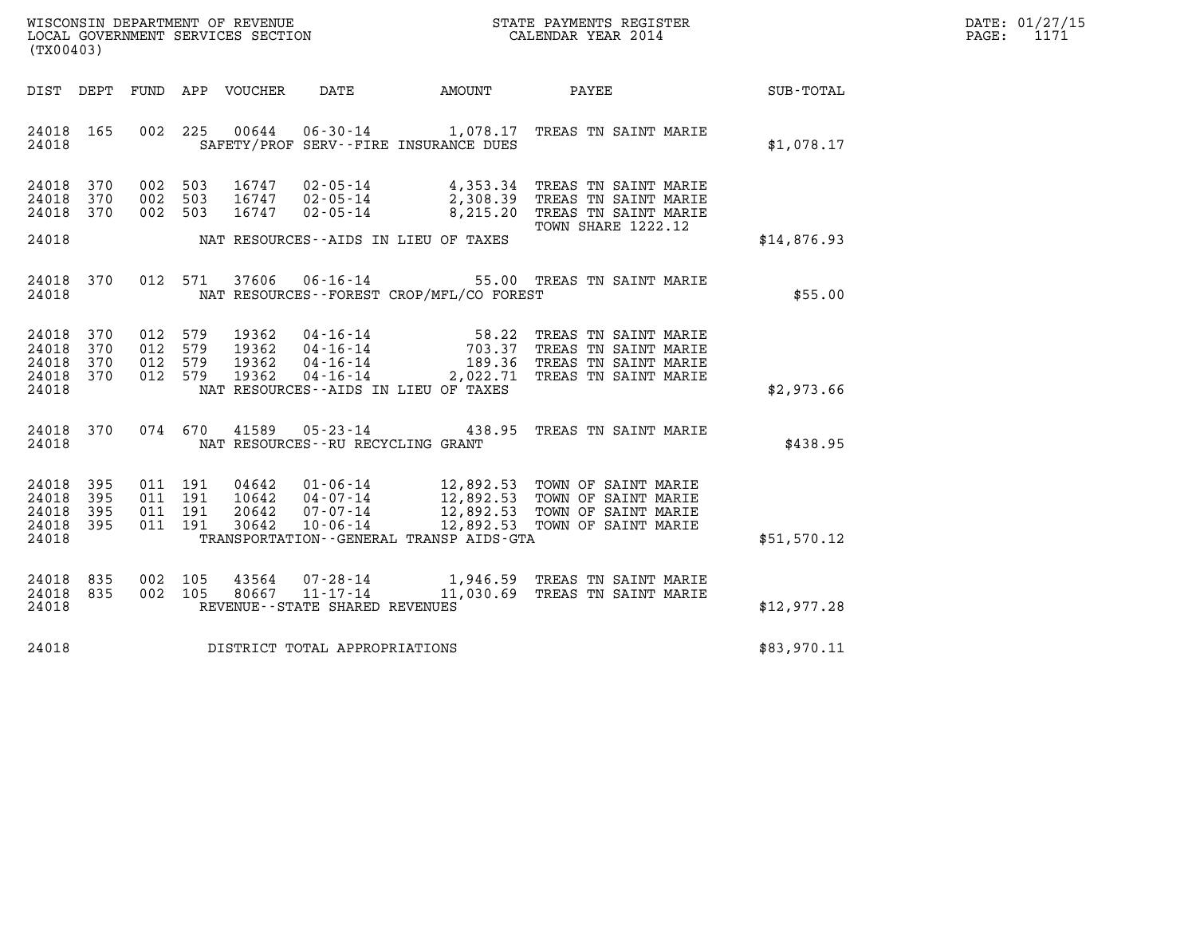WISCONSIN DEPARTMENT OF REVENUE
LOCAL GOVERNMENT SERVICES SECTION
(TX00403)

STATE PAYMENTS REGISTER
CALENDAR YEAR 2014

DATE: 01/27/15
PAGE: 1171

| DIST | DEPT | FUND | APP | VOUCHER | DATE | AMOUNT | PAYEE | SUB-TOTAL |
|---|---|---|---|---|---|---|---|---|
| 24018 | 165 | 002 | 225 | 00644 | 06-30-14 | 1,078.17 | TREAS TN SAINT MARIE | |
| 24018 | | | | | SAFETY/PROF SERV--FIRE INSURANCE DUES | | | $1,078.17 |
| 24018 | 370 | 002 | 503 | 16747 | 02-05-14 | 4,353.34 | TREAS TN SAINT MARIE | |
| 24018 | 370 | 002 | 503 | 16747 | 02-05-14 | 2,308.39 | TREAS TN SAINT MARIE | |
| 24018 | 370 | 002 | 503 | 16747 | 02-05-14 | 8,215.20 | TREAS TN SAINT MARIE TOWN SHARE 1222.12 | |
| 24018 | | | | | NAT RESOURCES--AIDS IN LIEU OF TAXES | | | $14,876.93 |
| 24018 | 370 | 012 | 571 | 37606 | 06-16-14 | 55.00 | TREAS TN SAINT MARIE | |
| 24018 | | | | | NAT RESOURCES--FOREST CROP/MFL/CO FOREST | | | $55.00 |
| 24018 | 370 | 012 | 579 | 19362 | 04-16-14 | 58.22 | TREAS TN SAINT MARIE | |
| 24018 | 370 | 012 | 579 | 19362 | 04-16-14 | 703.37 | TREAS TN SAINT MARIE | |
| 24018 | 370 | 012 | 579 | 19362 | 04-16-14 | 189.36 | TREAS TN SAINT MARIE | |
| 24018 | 370 | 012 | 579 | 19362 | 04-16-14 | 2,022.71 | TREAS TN SAINT MARIE | |
| 24018 | | | | | NAT RESOURCES--AIDS IN LIEU OF TAXES | | | $2,973.66 |
| 24018 | 370 | 074 | 670 | 41589 | 05-23-14 | 438.95 | TREAS TN SAINT MARIE | |
| 24018 | | | | | NAT RESOURCES--RU RECYCLING GRANT | | | $438.95 |
| 24018 | 395 | 011 | 191 | 04642 | 01-06-14 | 12,892.53 | TOWN OF SAINT MARIE | |
| 24018 | 395 | 011 | 191 | 10642 | 04-07-14 | 12,892.53 | TOWN OF SAINT MARIE | |
| 24018 | 395 | 011 | 191 | 20642 | 07-07-14 | 12,892.53 | TOWN OF SAINT MARIE | |
| 24018 | 395 | 011 | 191 | 30642 | 10-06-14 | 12,892.53 | TOWN OF SAINT MARIE | |
| 24018 | | | | | TRANSPORTATION--GENERAL TRANSP AIDS-GTA | | | $51,570.12 |
| 24018 | 835 | 002 | 105 | 43564 | 07-28-14 | 1,946.59 | TREAS TN SAINT MARIE | |
| 24018 | 835 | 002 | 105 | 80667 | 11-17-14 | 11,030.69 | TREAS TN SAINT MARIE | |
| 24018 | | | | | REVENUE--STATE SHARED REVENUES | | | $12,977.28 |
| 24018 | | | | | DISTRICT TOTAL APPROPRIATIONS | | | $83,970.11 |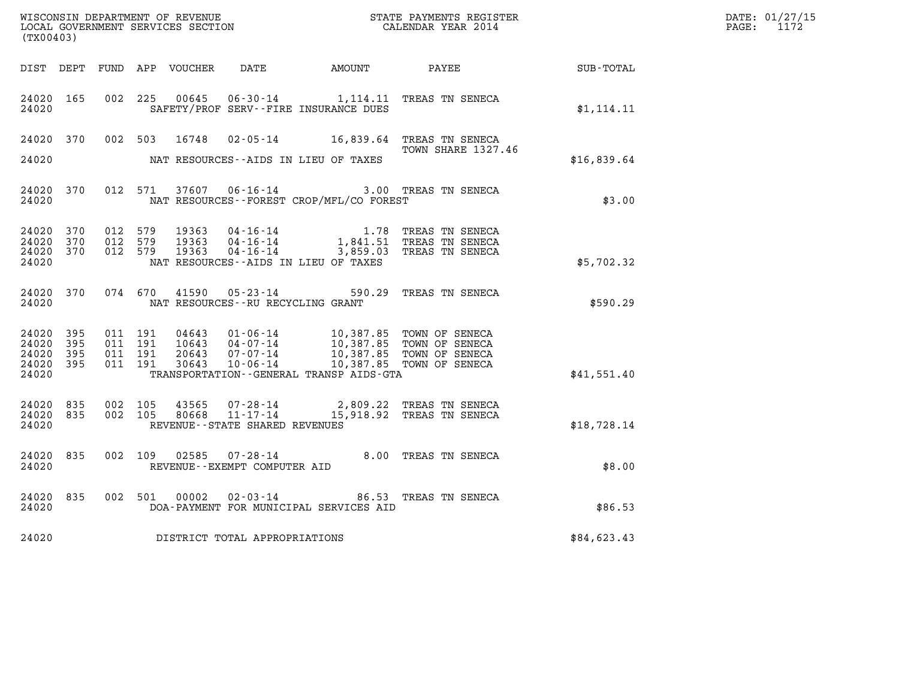WISCONSIN DEPARTMENT OF REVENUE
LOCAL GOVERNMENT SERVICES SECTION
(TX00403)

STATE PAYMENTS REGISTER
CALENDAR YEAR 2014

DATE: 01/27/15
PAGE: 1172

| DIST | DEPT | FUND | APP | VOUCHER | DATE | AMOUNT | PAYEE | SUB-TOTAL |
|---|---|---|---|---|---|---|---|---|
| 24020 | 165 | 002 | 225 | 00645 | 06-30-14 | 1,114.11 | TREAS TN SENECA | |
| 24020 | | | | | SAFETY/PROF SERV--FIRE INSURANCE DUES | | | $1,114.11 |
| 24020 | 370 | 002 | 503 | 16748 | 02-05-14 | 16,839.64 | TREAS TN SENECA TOWN SHARE 1327.46 | |
| 24020 | | | | | NAT RESOURCES--AIDS IN LIEU OF TAXES | | | $16,839.64 |
| 24020 | 370 | 012 | 571 | 37607 | 06-16-14 | 3.00 | TREAS TN SENECA | |
| 24020 | | | | | NAT RESOURCES--FOREST CROP/MFL/CO FOREST | | | $3.00 |
| 24020 | 370 | 012 | 579 | 19363 | 04-16-14 | 1.78 | TREAS TN SENECA | |
| 24020 | 370 | 012 | 579 | 19363 | 04-16-14 | 1,841.51 | TREAS TN SENECA | |
| 24020 | 370 | 012 | 579 | 19363 | 04-16-14 | 3,859.03 | TREAS TN SENECA | |
| 24020 | | | | | NAT RESOURCES--AIDS IN LIEU OF TAXES | | | $5,702.32 |
| 24020 | 370 | 074 | 670 | 41590 | 05-23-14 | 590.29 | TREAS TN SENECA | |
| 24020 | | | | | NAT RESOURCES--RU RECYCLING GRANT | | | $590.29 |
| 24020 | 395 | 011 | 191 | 04643 | 01-06-14 | 10,387.85 | TOWN OF SENECA | |
| 24020 | 395 | 011 | 191 | 10643 | 04-07-14 | 10,387.85 | TOWN OF SENECA | |
| 24020 | 395 | 011 | 191 | 20643 | 07-07-14 | 10,387.85 | TOWN OF SENECA | |
| 24020 | 395 | 011 | 191 | 30643 | 10-06-14 | 10,387.85 | TOWN OF SENECA | |
| 24020 | | | | | TRANSPORTATION--GENERAL TRANSP AIDS-GTA | | | $41,551.40 |
| 24020 | 835 | 002 | 105 | 43565 | 07-28-14 | 2,809.22 | TREAS TN SENECA | |
| 24020 | 835 | 002 | 105 | 80668 | 11-17-14 | 15,918.92 | TREAS TN SENECA | |
| 24020 | | | | | REVENUE--STATE SHARED REVENUES | | | $18,728.14 |
| 24020 | 835 | 002 | 109 | 02585 | 07-28-14 | 8.00 | TREAS TN SENECA | |
| 24020 | | | | | REVENUE--EXEMPT COMPUTER AID | | | $8.00 |
| 24020 | 835 | 002 | 501 | 00002 | 02-03-14 | 86.53 | TREAS TN SENECA | |
| 24020 | | | | | DOA-PAYMENT FOR MUNICIPAL SERVICES AID | | | $86.53 |
| 24020 | | | | | DISTRICT TOTAL APPROPRIATIONS | | | $84,623.43 |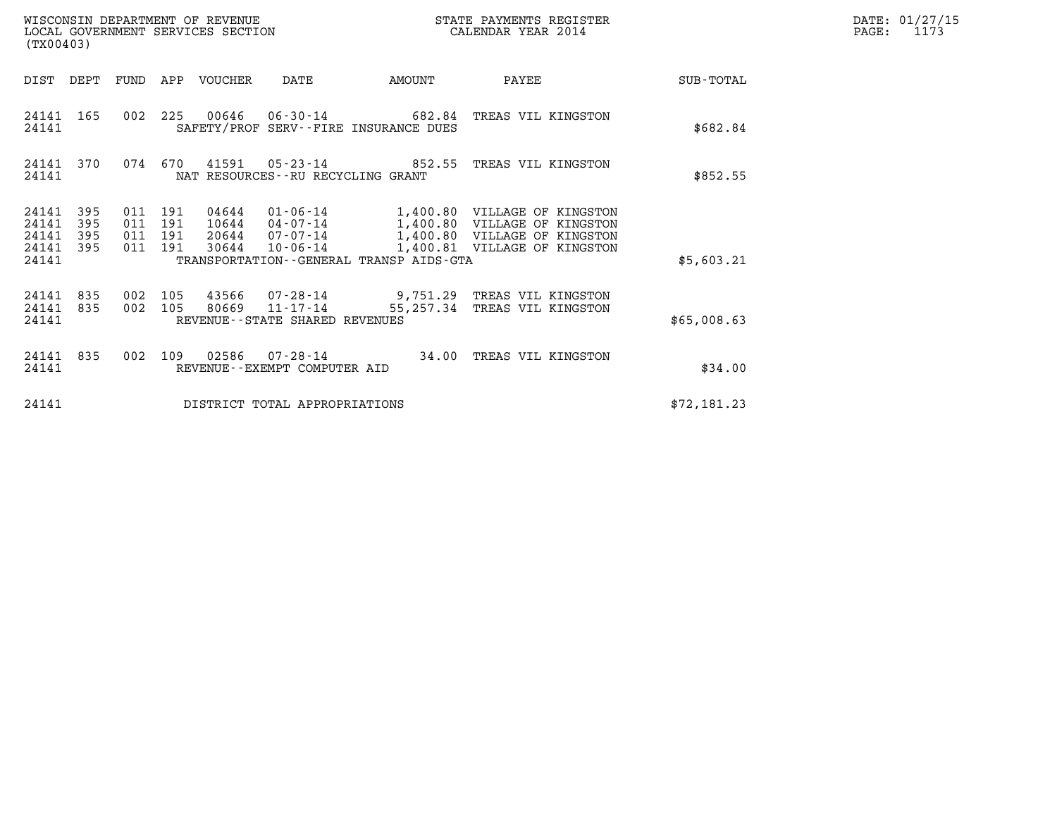WISCONSIN DEPARTMENT OF REVENUE
LOCAL GOVERNMENT SERVICES SECTION
(TX00403)

STATE PAYMENTS REGISTER
CALENDAR YEAR 2014

DATE: 01/27/15
PAGE: 1173

| DIST | DEPT | FUND | APP | VOUCHER | DATE | AMOUNT | PAYEE | SUB-TOTAL |
|---|---|---|---|---|---|---|---|---|
| 24141 | 165 | 002 | 225 | 00646 | 06-30-14 | 682.84 | TREAS VIL KINGSTON | |
| 24141 | | | | SAFETY/PROF SERV--FIRE INSURANCE DUES | | | | $682.84 |
| 24141 | 370 | 074 | 670 | 41591 | 05-23-14 | 852.55 | TREAS VIL KINGSTON | |
| 24141 | | | | NAT RESOURCES--RU RECYCLING GRANT | | | | $852.55 |
| 24141 | 395 | 011 | 191 | 04644 | 01-06-14 | 1,400.80 | VILLAGE OF KINGSTON | |
| 24141 | 395 | 011 | 191 | 10644 | 04-07-14 | 1,400.80 | VILLAGE OF KINGSTON | |
| 24141 | 395 | 011 | 191 | 20644 | 07-07-14 | 1,400.80 | VILLAGE OF KINGSTON | |
| 24141 | 395 | 011 | 191 | 30644 | 10-06-14 | 1,400.81 | VILLAGE OF KINGSTON | |
| 24141 | | | | TRANSPORTATION--GENERAL TRANSP AIDS-GTA | | | | $5,603.21 |
| 24141 | 835 | 002 | 105 | 43566 | 07-28-14 | 9,751.29 | TREAS VIL KINGSTON | |
| 24141 | 835 | 002 | 105 | 80669 | 11-17-14 | 55,257.34 | TREAS VIL KINGSTON | |
| 24141 | | | | REVENUE--STATE SHARED REVENUES | | | | $65,008.63 |
| 24141 | 835 | 002 | 109 | 02586 | 07-28-14 | 34.00 | TREAS VIL KINGSTON | |
| 24141 | | | | REVENUE--EXEMPT COMPUTER AID | | | | $34.00 |
| 24141 | | | | DISTRICT TOTAL APPROPRIATIONS | | | | $72,181.23 |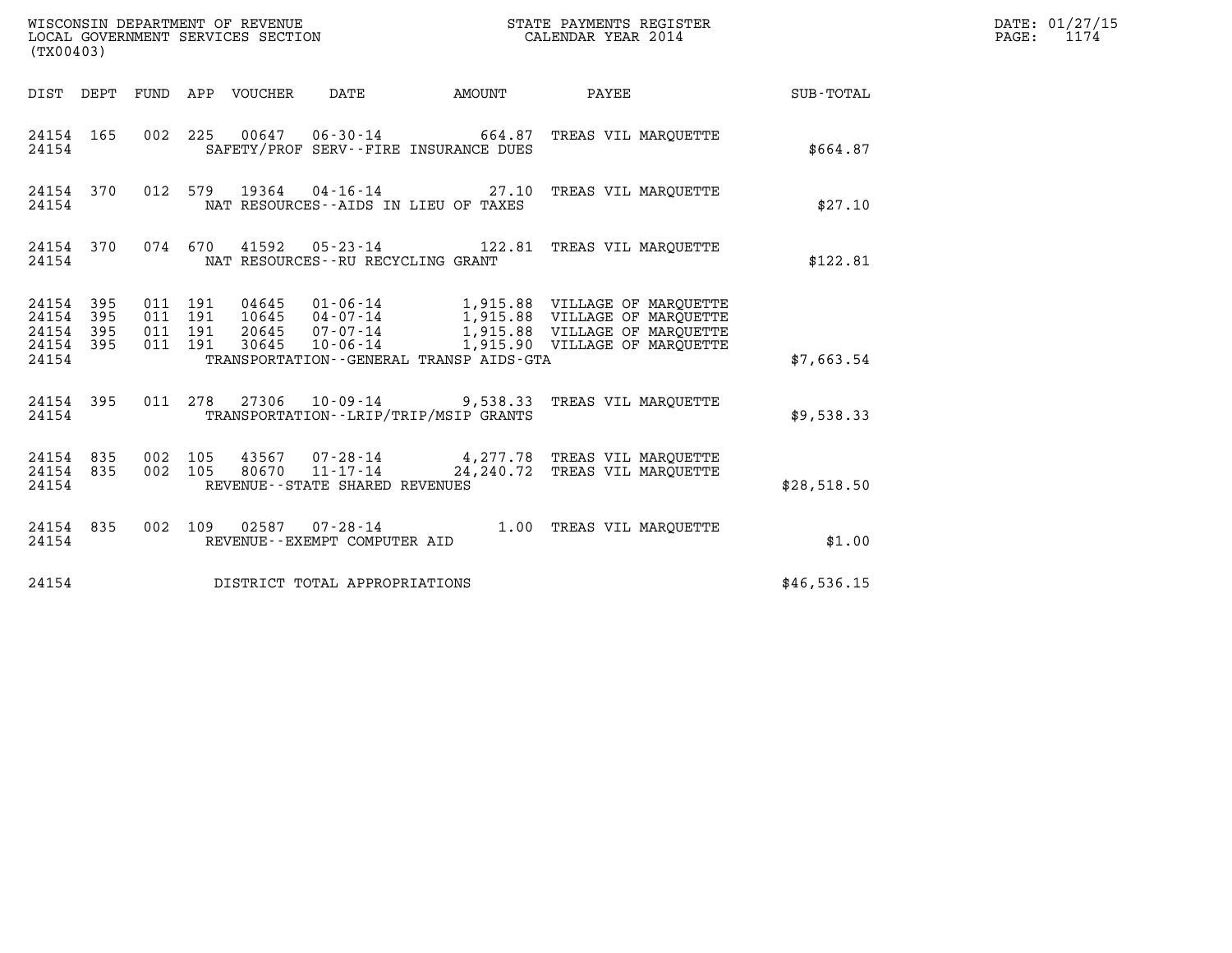WISCONSIN DEPARTMENT OF REVENUE
LOCAL GOVERNMENT SERVICES SECTION
(TX00403)

STATE PAYMENTS REGISTER
CALENDAR YEAR 2014

DATE: 01/27/15
PAGE: 1174

| DIST | DEPT | FUND | APP | VOUCHER | DATE | AMOUNT | PAYEE | SUB-TOTAL |
|---|---|---|---|---|---|---|---|---|
| 24154 | 165 | 002 | 225 | 00647 | 06-30-14 | 664.87 | TREAS VIL MARQUETTE | |
| 24154 | | | | | SAFETY/PROF SERV--FIRE INSURANCE DUES | | | $664.87 |
| 24154 | 370 | 012 | 579 | 19364 | 04-16-14 | 27.10 | TREAS VIL MARQUETTE | |
| 24154 | | | | | NAT RESOURCES--AIDS IN LIEU OF TAXES | | | $27.10 |
| 24154 | 370 | 074 | 670 | 41592 | 05-23-14 | 122.81 | TREAS VIL MARQUETTE | |
| 24154 | | | | | NAT RESOURCES--RU RECYCLING GRANT | | | $122.81 |
| 24154 | 395 | 011 | 191 | 04645 | 01-06-14 | 1,915.88 | VILLAGE OF MARQUETTE | |
| 24154 | 395 | 011 | 191 | 10645 | 04-07-14 | 1,915.88 | VILLAGE OF MARQUETTE | |
| 24154 | 395 | 011 | 191 | 20645 | 07-07-14 | 1,915.88 | VILLAGE OF MARQUETTE | |
| 24154 | 395 | 011 | 191 | 30645 | 10-06-14 | 1,915.90 | VILLAGE OF MARQUETTE | |
| 24154 | | | | | TRANSPORTATION--GENERAL TRANSP AIDS-GTA | | | $7,663.54 |
| 24154 | 395 | 011 | 278 | 27306 | 10-09-14 | 9,538.33 | TREAS VIL MARQUETTE | |
| 24154 | | | | | TRANSPORTATION--LRIP/TRIP/MSIP GRANTS | | | $9,538.33 |
| 24154 | 835 | 002 | 105 | 43567 | 07-28-14 | 4,277.78 | TREAS VIL MARQUETTE | |
| 24154 | 835 | 002 | 105 | 80670 | 11-17-14 | 24,240.72 | TREAS VIL MARQUETTE | |
| 24154 | | | | | REVENUE--STATE SHARED REVENUES | | | $28,518.50 |
| 24154 | 835 | 002 | 109 | 02587 | 07-28-14 | 1.00 | TREAS VIL MARQUETTE | |
| 24154 | | | | | REVENUE--EXEMPT COMPUTER AID | | | $1.00 |
| 24154 | | | | | DISTRICT TOTAL APPROPRIATIONS | | | $46,536.15 |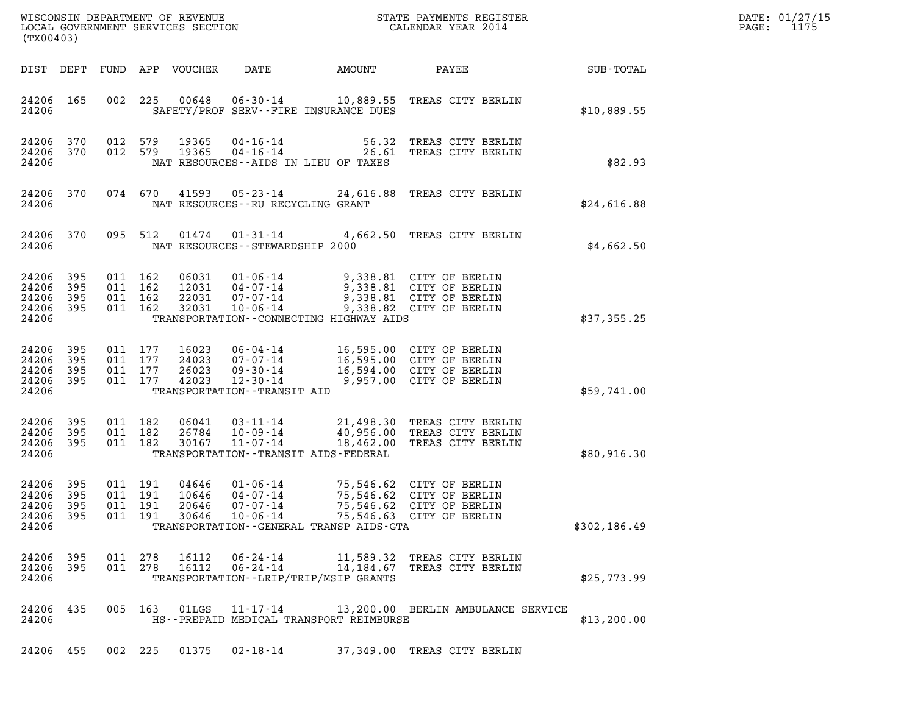WISCONSIN DEPARTMENT OF REVENUE
LOCAL GOVERNMENT SERVICES SECTION
(TX00403)

STATE PAYMENTS REGISTER
CALENDAR YEAR 2014

DATE: 01/27/15
PAGE: 1175

| DIST | DEPT | FUND | APP | VOUCHER | DATE | AMOUNT | PAYEE | SUB-TOTAL |
|---|---|---|---|---|---|---|---|---|
| 24206 | 165 | 002 | 225 | 00648 | 06-30-14 | 10,889.55 | TREAS CITY BERLIN | |
| 24206 | | | | | SAFETY/PROF SERV--FIRE INSURANCE DUES | | | $10,889.55 |
| 24206 | 370 | 012 | 579 | 19365 | 04-16-14 | 56.32 | TREAS CITY BERLIN | |
| 24206 | 370 | 012 | 579 | 19365 | 04-16-14 | 26.61 | TREAS CITY BERLIN | |
| 24206 | | | | | NAT RESOURCES--AIDS IN LIEU OF TAXES | | | $82.93 |
| 24206 | 370 | 074 | 670 | 41593 | 05-23-14 | 24,616.88 | TREAS CITY BERLIN | |
| 24206 | | | | | NAT RESOURCES--RU RECYCLING GRANT | | | $24,616.88 |
| 24206 | 370 | 095 | 512 | 01474 | 01-31-14 | 4,662.50 | TREAS CITY BERLIN | |
| 24206 | | | | | NAT RESOURCES--STEWARDSHIP 2000 | | | $4,662.50 |
| 24206 | 395 | 011 | 162 | 06031 | 01-06-14 | 9,338.81 | CITY OF BERLIN | |
| 24206 | 395 | 011 | 162 | 12031 | 04-07-14 | 9,338.81 | CITY OF BERLIN | |
| 24206 | 395 | 011 | 162 | 22031 | 07-07-14 | 9,338.81 | CITY OF BERLIN | |
| 24206 | 395 | 011 | 162 | 32031 | 10-06-14 | 9,338.82 | CITY OF BERLIN | |
| 24206 | | | | | TRANSPORTATION--CONNECTING HIGHWAY AIDS | | | $37,355.25 |
| 24206 | 395 | 011 | 177 | 16023 | 06-04-14 | 16,595.00 | CITY OF BERLIN | |
| 24206 | 395 | 011 | 177 | 24023 | 07-07-14 | 16,595.00 | CITY OF BERLIN | |
| 24206 | 395 | 011 | 177 | 26023 | 09-30-14 | 16,594.00 | CITY OF BERLIN | |
| 24206 | 395 | 011 | 177 | 42023 | 12-30-14 | 9,957.00 | CITY OF BERLIN | |
| 24206 | | | | | TRANSPORTATION--TRANSIT AID | | | $59,741.00 |
| 24206 | 395 | 011 | 182 | 06041 | 03-11-14 | 21,498.30 | TREAS CITY BERLIN | |
| 24206 | 395 | 011 | 182 | 26784 | 10-09-14 | 40,956.00 | TREAS CITY BERLIN | |
| 24206 | 395 | 011 | 182 | 30167 | 11-07-14 | 18,462.00 | TREAS CITY BERLIN | |
| 24206 | | | | | TRANSPORTATION--TRANSIT AIDS-FEDERAL | | | $80,916.30 |
| 24206 | 395 | 011 | 191 | 04646 | 01-06-14 | 75,546.62 | CITY OF BERLIN | |
| 24206 | 395 | 011 | 191 | 10646 | 04-07-14 | 75,546.62 | CITY OF BERLIN | |
| 24206 | 395 | 011 | 191 | 20646 | 07-07-14 | 75,546.62 | CITY OF BERLIN | |
| 24206 | 395 | 011 | 191 | 30646 | 10-06-14 | 75,546.63 | CITY OF BERLIN | |
| 24206 | | | | | TRANSPORTATION--GENERAL TRANSP AIDS-GTA | | | $302,186.49 |
| 24206 | 395 | 011 | 278 | 16112 | 06-24-14 | 11,589.32 | TREAS CITY BERLIN | |
| 24206 | 395 | 011 | 278 | 16112 | 06-24-14 | 14,184.67 | TREAS CITY BERLIN | |
| 24206 | | | | | TRANSPORTATION--LRIP/TRIP/MSIP GRANTS | | | $25,773.99 |
| 24206 | 435 | 005 | 163 | 01LGS | 11-17-14 | 13,200.00 | BERLIN AMBULANCE SERVICE | |
| 24206 | | | | | HS--PREPAID MEDICAL TRANSPORT REIMBURSE | | | $13,200.00 |
| 24206 | 455 | 002 | 225 | 01375 | 02-18-14 | 37,349.00 | TREAS CITY BERLIN | |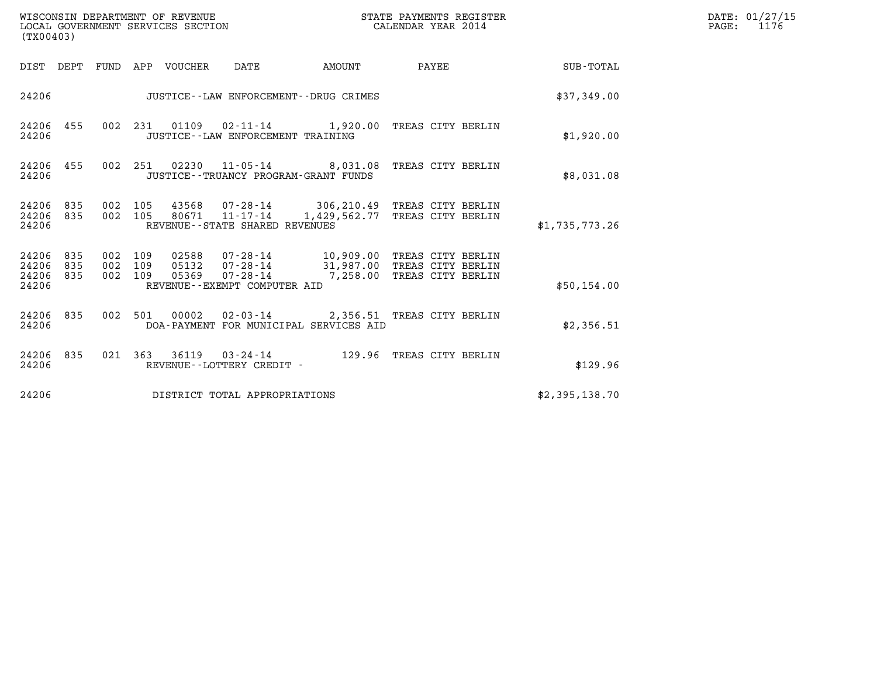WISCONSIN DEPARTMENT OF REVENUE
LOCAL GOVERNMENT SERVICES SECTION
(TX00403)

STATE PAYMENTS REGISTER
CALENDAR YEAR 2014

DATE: 01/27/15
PAGE: 1176

| DIST | DEPT | FUND | APP | VOUCHER | DATE | AMOUNT | PAYEE | SUB-TOTAL |
|---|---|---|---|---|---|---|---|---|
| 24206 | | | | | JUSTICE--LAW ENFORCEMENT--DRUG CRIMES | | | $37,349.00 |
| 24206 | 455 | 002 | 231 | 01109 | 02-11-14 | 1,920.00 | TREAS CITY BERLIN | |
| 24206 | | | | | JUSTICE--LAW ENFORCEMENT TRAINING | | | $1,920.00 |
| 24206 | 455 | 002 | 251 | 02230 | 11-05-14 | 8,031.08 | TREAS CITY BERLIN | |
| 24206 | | | | | JUSTICE--TRUANCY PROGRAM-GRANT FUNDS | | | $8,031.08 |
| 24206 | 835 | 002 | 105 | 43568 | 07-28-14 | 306,210.49 | TREAS CITY BERLIN | |
| 24206 | 835 | 002 | 105 | 80671 | 11-17-14 | 1,429,562.77 | TREAS CITY BERLIN | |
| 24206 | | | | | REVENUE--STATE SHARED REVENUES | | | $1,735,773.26 |
| 24206 | 835 | 002 | 109 | 02588 | 07-28-14 | 10,909.00 | TREAS CITY BERLIN | |
| 24206 | 835 | 002 | 109 | 05132 | 07-28-14 | 31,987.00 | TREAS CITY BERLIN | |
| 24206 | 835 | 002 | 109 | 05369 | 07-28-14 | 7,258.00 | TREAS CITY BERLIN | |
| 24206 | | | | | REVENUE--EXEMPT COMPUTER AID | | | $50,154.00 |
| 24206 | 835 | 002 | 501 | 00002 | 02-03-14 | 2,356.51 | TREAS CITY BERLIN | |
| 24206 | | | | | DOA-PAYMENT FOR MUNICIPAL SERVICES AID | | | $2,356.51 |
| 24206 | 835 | 021 | 363 | 36119 | 03-24-14 | 129.96 | TREAS CITY BERLIN | |
| 24206 | | | | | REVENUE--LOTTERY CREDIT - | | | $129.96 |
| 24206 | | | | | DISTRICT TOTAL APPROPRIATIONS | | | $2,395,138.70 |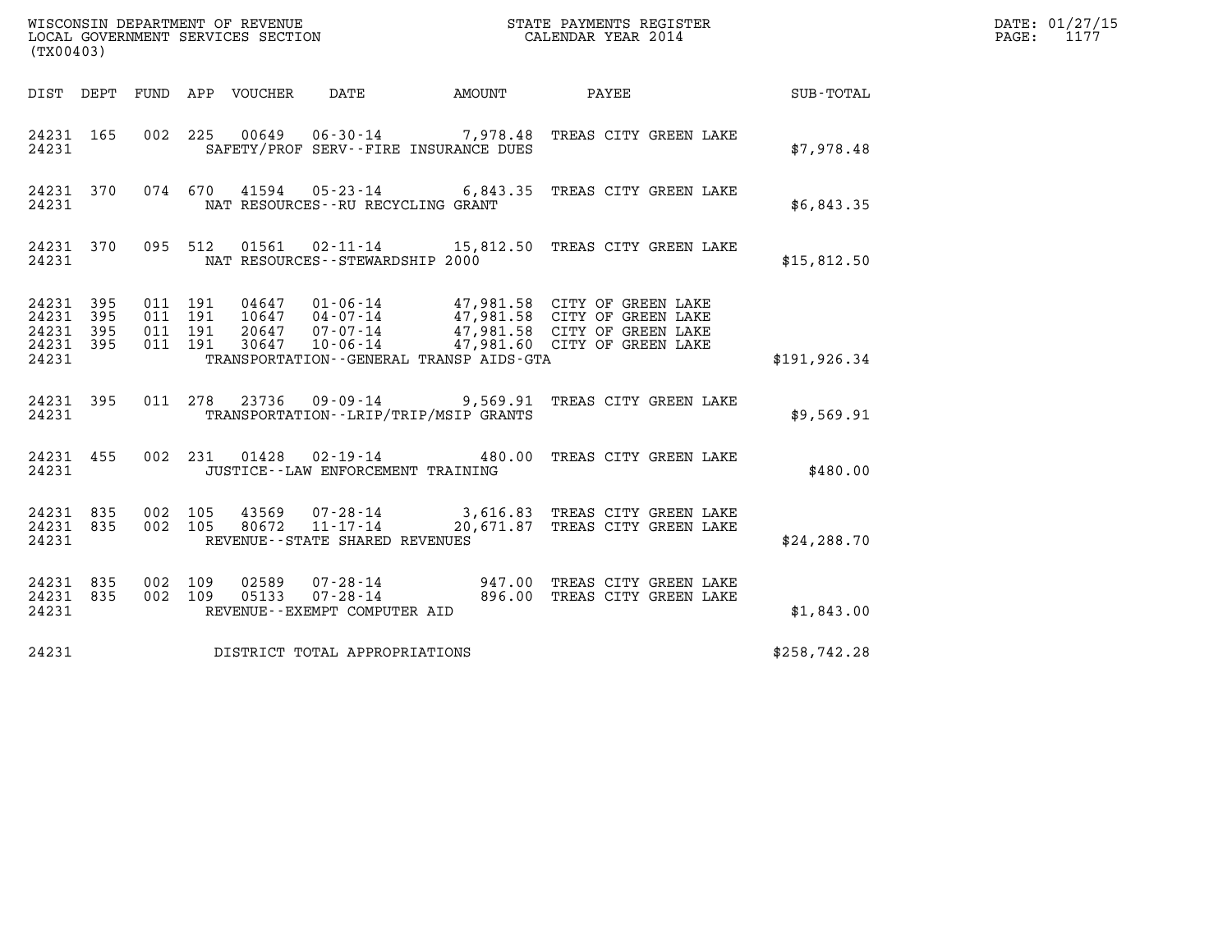WISCONSIN DEPARTMENT OF REVENUE
LOCAL GOVERNMENT SERVICES SECTION
(TX00403)

STATE PAYMENTS REGISTER
CALENDAR YEAR 2014

DATE: 01/27/15
PAGE: 1177

| DIST | DEPT | FUND | APP | VOUCHER | DATE | AMOUNT | PAYEE | SUB-TOTAL |
|---|---|---|---|---|---|---|---|---|
| 24231 | 165 | 002 | 225 | 00649 | 06-30-14 | 7,978.48 | TREAS CITY GREEN LAKE | |
| 24231 | | | | | SAFETY/PROF SERV--FIRE INSURANCE DUES | | | $7,978.48 |
| 24231 | 370 | 074 | 670 | 41594 | 05-23-14 | 6,843.35 | TREAS CITY GREEN LAKE | |
| 24231 | | | | | NAT RESOURCES--RU RECYCLING GRANT | | | $6,843.35 |
| 24231 | 370 | 095 | 512 | 01561 | 02-11-14 | 15,812.50 | TREAS CITY GREEN LAKE | |
| 24231 | | | | | NAT RESOURCES--STEWARDSHIP 2000 | | | $15,812.50 |
| 24231 | 395 | 011 | 191 | 04647 | 01-06-14 | 47,981.58 | CITY OF GREEN LAKE | |
| 24231 | 395 | 011 | 191 | 10647 | 04-07-14 | 47,981.58 | CITY OF GREEN LAKE | |
| 24231 | 395 | 011 | 191 | 20647 | 07-07-14 | 47,981.58 | CITY OF GREEN LAKE | |
| 24231 | 395 | 011 | 191 | 30647 | 10-06-14 | 47,981.60 | CITY OF GREEN LAKE | |
| 24231 | | | | | TRANSPORTATION--GENERAL TRANSP AIDS-GTA | | | $191,926.34 |
| 24231 | 395 | 011 | 278 | 23736 | 09-09-14 | 9,569.91 | TREAS CITY GREEN LAKE | |
| 24231 | | | | | TRANSPORTATION--LRIP/TRIP/MSIP GRANTS | | | $9,569.91 |
| 24231 | 455 | 002 | 231 | 01428 | 02-19-14 | 480.00 | TREAS CITY GREEN LAKE | |
| 24231 | | | | | JUSTICE--LAW ENFORCEMENT TRAINING | | | $480.00 |
| 24231 | 835 | 002 | 105 | 43569 | 07-28-14 | 3,616.83 | TREAS CITY GREEN LAKE | |
| 24231 | 835 | 002 | 105 | 80672 | 11-17-14 | 20,671.87 | TREAS CITY GREEN LAKE | |
| 24231 | | | | | REVENUE--STATE SHARED REVENUES | | | $24,288.70 |
| 24231 | 835 | 002 | 109 | 02589 | 07-28-14 | 947.00 | TREAS CITY GREEN LAKE | |
| 24231 | 835 | 002 | 109 | 05133 | 07-28-14 | 896.00 | TREAS CITY GREEN LAKE | |
| 24231 | | | | | REVENUE--EXEMPT COMPUTER AID | | | $1,843.00 |
| 24231 | | | | | DISTRICT TOTAL APPROPRIATIONS | | | $258,742.28 |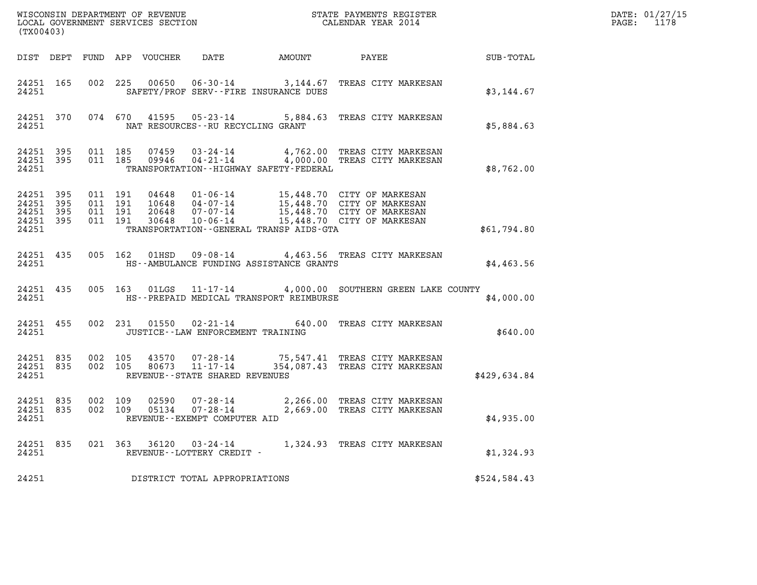WISCONSIN DEPARTMENT OF REVENUE
LOCAL GOVERNMENT SERVICES SECTION
(TX00403)

STATE PAYMENTS REGISTER
CALENDAR YEAR 2014

DATE: 01/27/15
PAGE: 1178

| DIST | DEPT | FUND | APP | VOUCHER | DATE | AMOUNT | PAYEE | SUB-TOTAL |
|---|---|---|---|---|---|---|---|---|
| 24251 | 165 | 002 | 225 | 00650 | 06-30-14 | 3,144.67 | TREAS CITY MARKESAN | |
| 24251 | | | | SAFETY/PROF SERV--FIRE INSURANCE DUES | | | | $3,144.67 |
| 24251 | 370 | 074 | 670 | 41595 | 05-23-14 | 5,884.63 | TREAS CITY MARKESAN | |
| 24251 | | | | NAT RESOURCES--RU RECYCLING GRANT | | | | $5,884.63 |
| 24251 | 395 | 011 | 185 | 07459 | 03-24-14 | 4,762.00 | TREAS CITY MARKESAN | |
| 24251 | 395 | 011 | 185 | 09946 | 04-21-14 | 4,000.00 | TREAS CITY MARKESAN | |
| 24251 | | | | TRANSPORTATION--HIGHWAY SAFETY-FEDERAL | | | | $8,762.00 |
| 24251 | 395 | 011 | 191 | 04648 | 01-06-14 | 15,448.70 | CITY OF MARKESAN | |
| 24251 | 395 | 011 | 191 | 10648 | 04-07-14 | 15,448.70 | CITY OF MARKESAN | |
| 24251 | 395 | 011 | 191 | 20648 | 07-07-14 | 15,448.70 | CITY OF MARKESAN | |
| 24251 | 395 | 011 | 191 | 30648 | 10-06-14 | 15,448.70 | CITY OF MARKESAN | |
| 24251 | | | | TRANSPORTATION--GENERAL TRANSP AIDS-GTA | | | | $61,794.80 |
| 24251 | 435 | 005 | 162 | 01HSD | 09-08-14 | 4,463.56 | TREAS CITY MARKESAN | |
| 24251 | | | | HS--AMBULANCE FUNDING ASSISTANCE GRANTS | | | | $4,463.56 |
| 24251 | 435 | 005 | 163 | 01LGS | 11-17-14 | 4,000.00 | SOUTHERN GREEN LAKE COUNTY | |
| 24251 | | | | HS--PREPAID MEDICAL TRANSPORT REIMBURSE | | | | $4,000.00 |
| 24251 | 455 | 002 | 231 | 01550 | 02-21-14 | 640.00 | TREAS CITY MARKESAN | |
| 24251 | | | | JUSTICE--LAW ENFORCEMENT TRAINING | | | | $640.00 |
| 24251 | 835 | 002 | 105 | 43570 | 07-28-14 | 75,547.41 | TREAS CITY MARKESAN | |
| 24251 | 835 | 002 | 105 | 80673 | 11-17-14 | 354,087.43 | TREAS CITY MARKESAN | |
| 24251 | | | | REVENUE--STATE SHARED REVENUES | | | | $429,634.84 |
| 24251 | 835 | 002 | 109 | 02590 | 07-28-14 | 2,266.00 | TREAS CITY MARKESAN | |
| 24251 | 835 | 002 | 109 | 05134 | 07-28-14 | 2,669.00 | TREAS CITY MARKESAN | |
| 24251 | | | | REVENUE--EXEMPT COMPUTER AID | | | | $4,935.00 |
| 24251 | 835 | 021 | 363 | 36120 | 03-24-14 | 1,324.93 | TREAS CITY MARKESAN | |
| 24251 | | | | REVENUE--LOTTERY CREDIT - | | | | $1,324.93 |
| 24251 | | | | DISTRICT TOTAL APPROPRIATIONS | | | | $524,584.43 |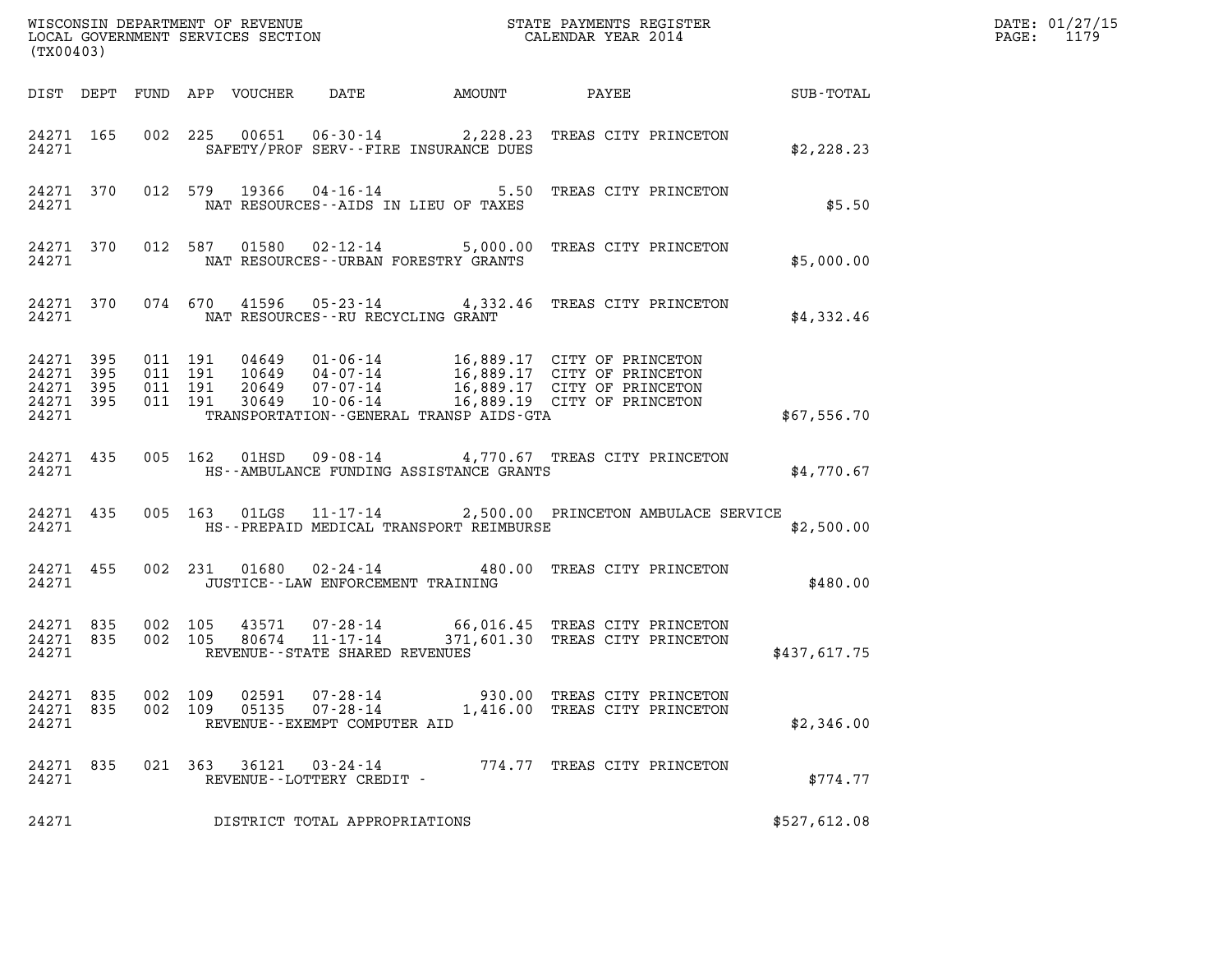WISCONSIN DEPARTMENT OF REVENUE
LOCAL GOVERNMENT SERVICES SECTION
(TX00403)

STATE PAYMENTS REGISTER
CALENDAR YEAR 2014

DATE: 01/27/15
PAGE: 1179

| DIST | DEPT | FUND | APP | VOUCHER | DATE | AMOUNT | PAYEE | SUB-TOTAL |
|---|---|---|---|---|---|---|---|---|
| 24271 | 165 | 002 | 225 | 00651 | 06-30-14 | 2,228.23 | TREAS CITY PRINCETON | |
| 24271 | | | | SAFETY/PROF SERV--FIRE INSURANCE DUES | | | | $2,228.23 |
| 24271 | 370 | 012 | 579 | 19366 | 04-16-14 | 5.50 | TREAS CITY PRINCETON | |
| 24271 | | | | NAT RESOURCES--AIDS IN LIEU OF TAXES | | | | $5.50 |
| 24271 | 370 | 012 | 587 | 01580 | 02-12-14 | 5,000.00 | TREAS CITY PRINCETON | |
| 24271 | | | | NAT RESOURCES--URBAN FORESTRY GRANTS | | | | $5,000.00 |
| 24271 | 370 | 074 | 670 | 41596 | 05-23-14 | 4,332.46 | TREAS CITY PRINCETON | |
| 24271 | | | | NAT RESOURCES--RU RECYCLING GRANT | | | | $4,332.46 |
| 24271 | 395 | 011 | 191 | 04649 | 01-06-14 | 16,889.17 | CITY OF PRINCETON | |
| 24271 | 395 | 011 | 191 | 10649 | 04-07-14 | 16,889.17 | CITY OF PRINCETON | |
| 24271 | 395 | 011 | 191 | 20649 | 07-07-14 | 16,889.17 | CITY OF PRINCETON | |
| 24271 | 395 | 011 | 191 | 30649 | 10-06-14 | 16,889.19 | CITY OF PRINCETON | |
| 24271 | | | | TRANSPORTATION--GENERAL TRANSP AIDS-GTA | | | | $67,556.70 |
| 24271 | 435 | 005 | 162 | 01HSD | 09-08-14 | 4,770.67 | TREAS CITY PRINCETON | |
| 24271 | | | | HS--AMBULANCE FUNDING ASSISTANCE GRANTS | | | | $4,770.67 |
| 24271 | 435 | 005 | 163 | 01LGS | 11-17-14 | 2,500.00 | PRINCETON AMBULACE SERVICE | |
| 24271 | | | | HS--PREPAID MEDICAL TRANSPORT REIMBURSE | | | | $2,500.00 |
| 24271 | 455 | 002 | 231 | 01680 | 02-24-14 | 480.00 | TREAS CITY PRINCETON | |
| 24271 | | | | JUSTICE--LAW ENFORCEMENT TRAINING | | | | $480.00 |
| 24271 | 835 | 002 | 105 | 43571 | 07-28-14 | 66,016.45 | TREAS CITY PRINCETON | |
| 24271 | 835 | 002 | 105 | 80674 | 11-17-14 | 371,601.30 | TREAS CITY PRINCETON | |
| 24271 | | | | REVENUE--STATE SHARED REVENUES | | | | $437,617.75 |
| 24271 | 835 | 002 | 109 | 02591 | 07-28-14 | 930.00 | TREAS CITY PRINCETON | |
| 24271 | 835 | 002 | 109 | 05135 | 07-28-14 | 1,416.00 | TREAS CITY PRINCETON | |
| 24271 | | | | REVENUE--EXEMPT COMPUTER AID | | | | $2,346.00 |
| 24271 | 835 | 021 | 363 | 36121 | 03-24-14 | 774.77 | TREAS CITY PRINCETON | |
| 24271 | | | | REVENUE--LOTTERY CREDIT - | | | | $774.77 |
| 24271 | | | | DISTRICT TOTAL APPROPRIATIONS | | | | $527,612.08 |